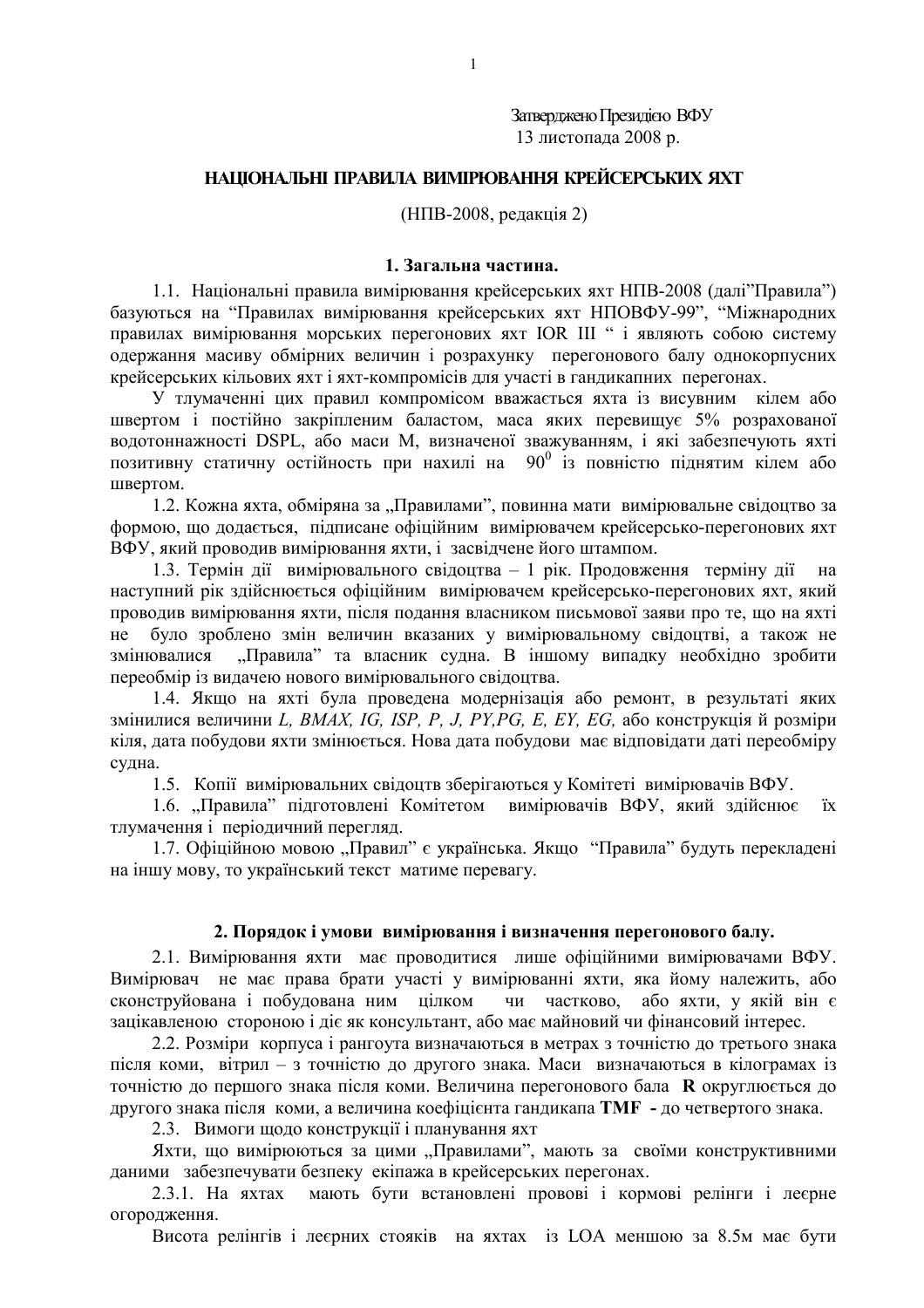Затверджено Президією ВФУ
13 листопада 2008 р.

# НАЦІОНАЛЬНІ ПРАВИЛА ВИМІРЮВАННЯ КРЕЙСЕРСЬКИХ ЯХТ

(НПВ-2008, редакція 2)

## 1. Загальна частина.

1.1. Національні правила вимірювання крейсерських яхт НПВ-2008 (далі"Правила") базуються на "Правилах вимірювання крейсерських яхт НПОВФУ-99", "Міжнародних правилах вимірювання морських перегонових яхт IOR III " і являють собою систему одержання масиву обмірних величин і розрахунку перегонового балу однокорпусних крейсерських кільових яхт і яхт-компромісів для участі в гандикапних перегонах.

У тлумаченні цих правил компромісом вважається яхта із висувним кілем або швертом і постійно закріпленим баластом, маса яких перевищує 5% розрахованої водотоннажності DSPL, або маси M, визначеної зважуванням, і які забезпечують яхті позитивну статичну остійність при нахилі на $90^0$ із повністю піднятим кілем або швертом.

1.2. Кожна яхта, обміряна за „Правилами", повинна мати вимірювальне свідоцтво за формою, що додається, підписане офіційним вимірювачем крейсерсько-перегонових яхт ВФУ, який проводив вимірювання яхти, і засвідчене його штампом.

1.3. Термін дії вимірювального свідоцтва – 1 рік. Продовження терміну дії на наступний рік здійснюється офіційним вимірювачем крейсерсько-перегонових яхт, який проводив вимірювання яхти, після подання власником письмової заяви про те, що на яхті не було зроблено змін величин вказаних у вимірювальному свідоцтві, а також не змінювалися „Правила" та власник судна. В іншому випадку необхідно зробити переобмір із видачею нового вимірювального свідоцтва.

1.4. Якщо на яхті була проведена модернізація або ремонт, в результаті яких змінилися величини *L, BMAX, IG, ISP, P, J, PY,PG, E, EY, EG,* або конструкція й розміри кіля, дата побудови яхти змінюється. Нова дата побудови має відповідати даті переобміру судна.

1.5. Копії вимірювальних свідоцтв зберігаються у Комітеті вимірювачів ВФУ.

1.6. „Правила" підготовлені Комітетом вимірювачів ВФУ, який здійснює їх тлумачення і періодичний перегляд.

1.7. Офіційною мовою „Правил" є українська. Якщо "Правила" будуть перекладені на іншу мову, то український текст матиме перевагу.

## 2. Порядок і умови вимірювання і визначення перегонового балу.

2.1. Вимірювання яхти має проводитися лише офіційними вимірювачами ВФУ. Вимірювач не має права брати участі у вимірюванні яхти, яка йому належить, або сконструйована і побудована ним цілком чи частково, або яхти, у якій він є зацікавленою стороною і діє як консультант, або має майновий чи фінансовий інтерес.

2.2. Розміри корпуса і рангоута визначаються в метрах з точністю до третього знака після коми, вітрил – з точністю до другого знака. Маси визначаються в кілограмах із точністю до першого знака після коми. Величина перегонового бала **R** округлюється до другого знака після коми, а величина коефіцієнта гандикапа **TMF** - до четвертого знака.

2.3. Вимоги щодо конструкції і планування яхт

Яхти, що вимірюються за цими „Правилами", мають за своїми конструктивними даними забезпечувати безпеку екіпажа в крейсерських перегонах.

2.3.1. На яхтах мають бути встановлені провові і кормові релінги і леєрне огородження.

Висота релінгів і леєрних стояків на яхтах із LOA меншою за 8.5м має бути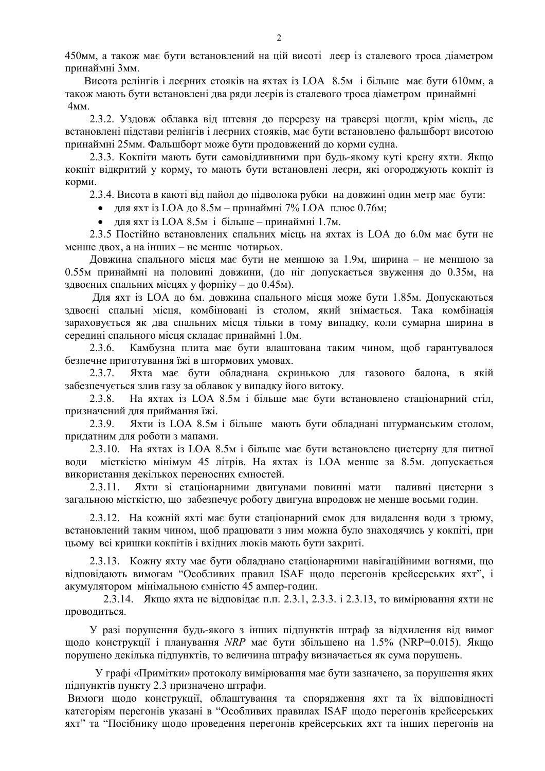450мм, а також має бути встановлений на цій висоті леєр із сталевого троса діаметром принаймні 3мм.

Висота релінгів і леєрних стояків на яхтах із LOA 8.5м і більше має бути 610мм, а також мають бути встановлені два ряди леєрів із сталевого троса діаметром принаймні 4мм.

2.3.2. Уздовж облавка від штевня до перерезу на траверзі щогли, крім місць, де встановлені підстави релінгів і леєрних стояків, має бути встановлено фальшборт висотою принаймні 25мм. Фальшборт може бути продовжений до корми судна.

2.3.3. Кокпіти мають бути самовідливними при будь-якому куті крену яхти. Якщо кокпіт відкритий у корму, то мають бути встановлені леєри, які огороджують кокпіт із корми.

2.3.4. Висота в каюті від пайол до підволока рубки на довжині один метр має бути:

- для яхт із LOA до 8.5м – принаймні 7% LOA плюс 0.76м;
- для яхт із LOA 8.5м і більше – принаймні 1.7м.

2.3.5 Постійно встановлених спальних місць на яхтах із LOA до 6.0м має бути не менше двох, а на інших – не менше чотирьох.

Довжина спального місця має бути не меншою за 1.9м, ширина – не меншою за 0.55м принаймні на половині довжини, (до ніг допускається звуження до 0.35м, на здвоєних спальних місцях у форпіку – до 0.45м).

Для яхт із LOA до 6м. довжина спального місця може бути 1.85м. Допускаються здвоєні спальні місця, комбіновані із столом, який знімається. Така комбінація зараховується як два спальних місця тільки в тому випадку, коли сумарна ширина в середині спального місця складає принаймні 1.0м.

2.3.6. Камбузна плита має бути влаштована таким чином, щоб гарантувалося безпечне приготування їжі в штормових умовах.

2.3.7. Яхта має бути обладнана скринькою для газового балона, в якій забезпечується злив газу за облавок у випадку його витоку.

2.3.8. На яхтах із LOA 8.5м і більше має бути встановлено стаціонарний стіл, призначений для приймання їжі.

2.3.9. Яхти із LOA 8.5м і більше мають бути обладнані штурманським столом, придатним для роботи з мапами.

2.3.10. На яхтах із LOA 8.5м і більше має бути встановлено цистерну для питної води місткістю мінімум 45 літрів. На яхтах із LOA менше за 8.5м. допускається використання декількох переносних ємностей.

2.3.11. Яхти зі стаціонарними двигунами повинні мати паливні цистерни з загальною місткістю, що забезпечує роботу двигуна впродовж не менше восьми годин.

2.3.12. На кожній яхті має бути стаціонарний смок для видалення води з трюму, встановлений таким чином, щоб працювати з ним можна було знаходячись у кокпіті, при цьому всі кришки кокпітів і вхідних люків мають бути закриті.

2.3.13. Кожну яхту має бути обладнано стаціонарними навігаційними вогнями, що відповідають вимогам "Особливих правил ISAF щодо перегонів крейсерських яхт", і акумулятором мінімальною ємністю 45 ампер-годин.

2.3.14. Якщо яхта не відповідає п.п. 2.3.1, 2.3.3. і 2.3.13, то вимірювання яхти не проводиться.

У разі порушення будь-якого з інших підпунктів штраф за відхилення від вимог щодо конструкції і планування *NRP* має бути збільшено на 1.5% (NRP=0.015). Якщо порушено декілька підпунктів, то величина штрафу визначається як сума порушень.

У графі «Примітки» протоколу вимірювання має бути зазначено, за порушення яких підпунктів пункту 2.3 призначено штрафи.

Вимоги щодо конструкції, облаштування та спорядження яхт та їх відповідності категоріям перегонів указані в "Особливих правилах ISAF щодо перегонів крейсерських яхт" та "Посібнику щодо проведення перегонів крейсерських яхт та інших перегонів на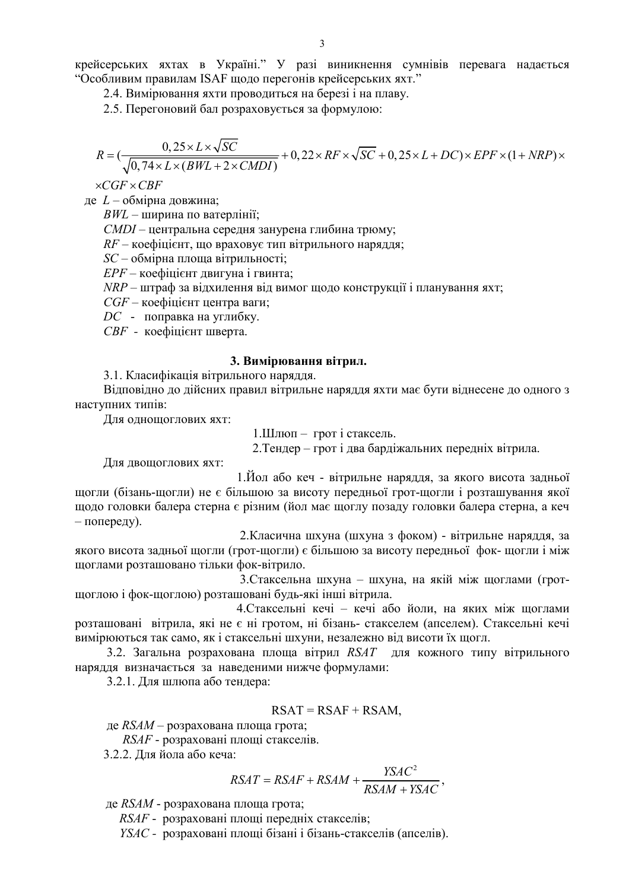крейсерських яхтах в Україні." У разі виникнення сумнівів перевага надається "Особливим правилам ISAF щодо перегонів крейсерських яхт."

2.4. Вимірювання яхти проводиться на березі і на плаву.

2.5. Перегоновий бал розраховується за формулою:

$$R = \left(\frac{0,25 \times L \times \sqrt{SC}}{\sqrt{0,74 \times L \times (BWL + 2 \times CMDI)}} + 0,22 \times RF \times \sqrt{SC} + 0,25 \times L + DC\right) \times EPF \times (1 + NRP) \times$$

$$\times CGF \times CBF$$

де $L$ – обмірна довжина;

$BWL$ – ширина по ватерлінії;

$CMDI$ – центральна середня занурена глибина трюму;

$RF$ – коефіцієнт, що враховує тип вітрильного наряддя;

$SC$ – обмірна площа вітрильності;

$EPF$ – коефіцієнт двигуна і гвинта;

$NRP$ – штраф за відхилення від вимог щодо конструкції і планування яхт;

$CGF$ – коефіцієнт центра ваги;

$DC$ - поправка на углибку.

$CBF$ - коефіцієнт шверта.

### 3. Вимірювання вітрил.

3.1. Класифікація вітрильного наряддя.

Відповідно до дійсних правил вітрильне наряддя яхти має бути віднесене до одного з наступних типів:

Для однощоглових яхт:

1.Шлюп – грот і стаксель.

2.Тендер – грот і два бардіжальних передніх вітрила.

Для двощоглових яхт:

1.Йол або кеч - вітрильне наряддя, за якого висота задньої щогли (бізань-щогли) не є більшою за висоту передньої грот-щогли і розташування якої щодо головки балера стерна є різним (йол має щоглу позаду головки балера стерна, а кеч – попереду).

2.Класична шхуна (шхуна з фоком) - вітрильне наряддя, за якого висота задньої щогли (грот-щогли) є більшою за висоту передньої фок- щогли і між щоглами розташовано тільки фок-вітрило.

3.Стаксельна шхуна – шхуна, на якій між щоглами (грот-щоглою і фок-щоглою) розташовані будь-які інші вітрила.

4.Стаксельні кечі – кечі або йоли, на яких між щоглами розташовані вітрила, які не є ні гротом, ні бізань- стакселем (апселем). Стаксельні кечі вимірюються так само, як і стаксельні шхуни, незалежно від висоти їх щогл.

3.2. Загальна розрахована площа вітрил $RSAT$ для кожного типу вітрильного наряддя визначається за наведеними нижче формулами:

3.2.1. Для шлюпа або тендера:

$$RSAT = RSAF + RSAM,$$

де $RSAM$ – розрахована площа грота;

$RSAF$ - розраховані площі стакселів.

3.2.2. Для йола або кеча:

$$RSAT = RSAF + RSAM + \frac{YSAC^2}{RSAM + YSAC},$$

де $RSAM$ - розрахована площа грота;

$RSAF$ - розраховані площі передніх стакселів;

$YSAC$ - розраховані площі бізані і бізань-стакселів (апселів).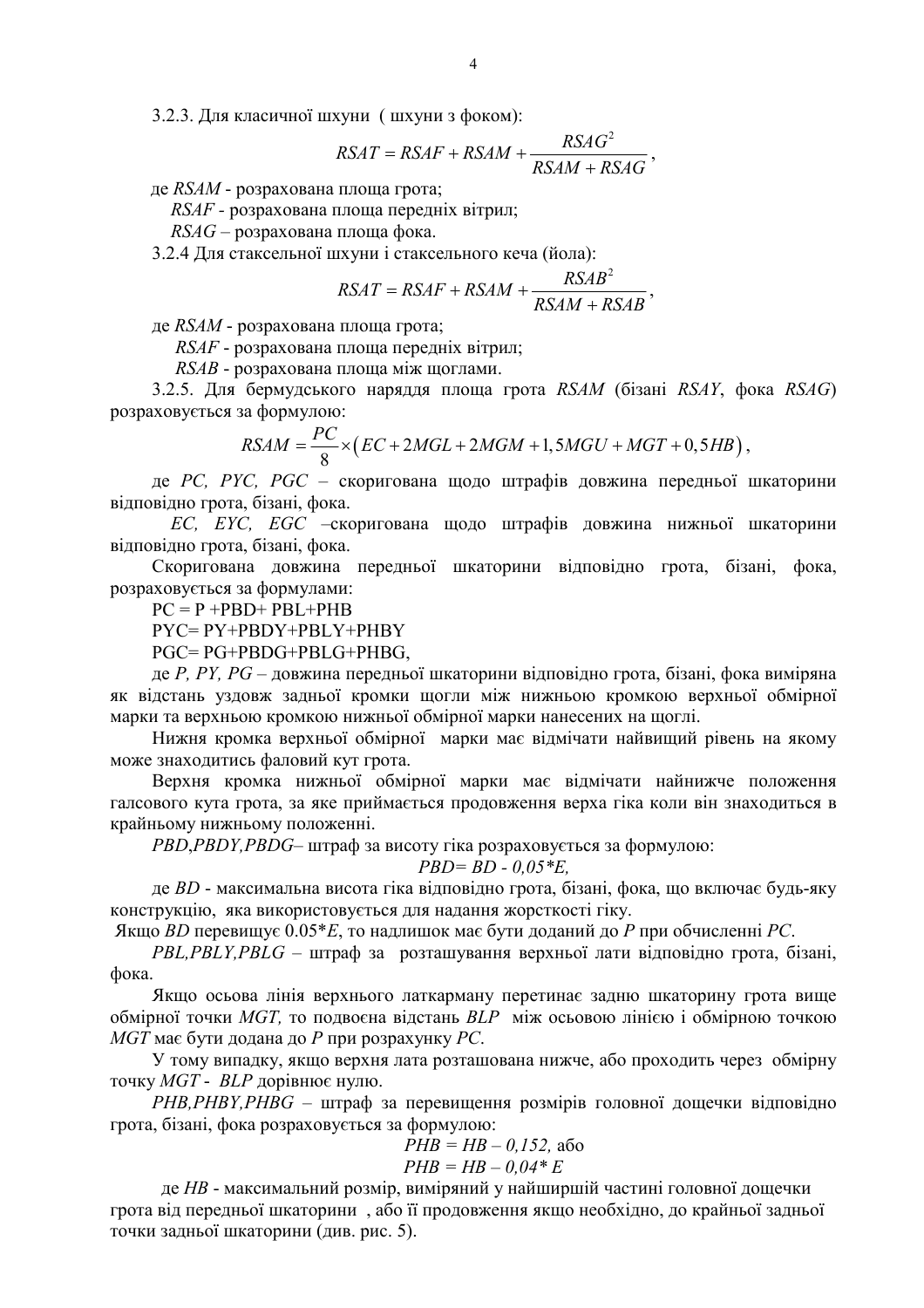3.2.3. Для класичної шхуни ( шхуни з фоком):

$$RSAT = RSAF + RSAM + \frac{RSAG^2}{RSAM + RSAG},$$

де *RSAM* - розрахована площа грота;

*RSAF* - розрахована площа передніх вітрил;

*RSAG* – розрахована площа фока.

3.2.4 Для стаксельної шхуни і стаксельного кеча (йола):

$$RSAT = RSAF + RSAM + \frac{RSAB^2}{RSAM + RSAB},$$

де *RSAM* - розрахована площа грота;

*RSAF* - розрахована площа передніх вітрил;

*RSAB* - розрахована площа між щоглами.

3.2.5. Для бермудського наряддя площа грота *RSAM* (бізані *RSAY*, фока *RSAG*) розраховується за формулою:

$$RSAM = \frac{PC}{8} \times \left(EC + 2MGL + 2MGM + 1{,}5MGU + MGT + 0{,}5HB\right),$$

де *PC, PYC, PGC* – скоригована щодо штрафів довжина передньої шкаторини відповідно грота, бізані, фока.

*EC, EYC, EGC* –скоригована щодо штрафів довжина нижньої шкаторини відповідно грота, бізані, фока.

Скоригована довжина передньої шкаторини відповідно грота, бізані, фока, розраховується за формулами:

PC = P +PBD+ PBL+PHB

PYC= PY+PBDY+PBLY+PHBY

PGC= PG+PBDG+PBLG+PHBG,

де *P, PY, PG* – довжина передньої шкаторини відповідно грота, бізані, фока виміряна як відстань уздовж задньої кромки щогли між нижньою кромкою верхньої обмірної марки та верхньою кромкою нижньої обмірної марки нанесених на щоглі.

Нижня кромка верхньої обмірної марки має відмічати найвищий рівень на якому може знаходитись фаловий кут грота.

Верхня кромка нижньої обмірної марки має відмічати найнижче положення галсового кута грота, за яке приймається продовження верха гіка коли він знаходиться в крайньому нижньому положенні.

*PBD*,*PBDY,PBDG*– штраф за висоту гіка розраховується за формулою:

$$PBD = BD - 0{,}05 * E,$$

де *BD* - максимальна висота гіка відповідно грота, бізані, фока, що включає будь-яку конструкцію, яка використовується для надання жорсткості гіку.

Якщо *BD* перевищує 0.05\**E*, то надлишок має бути доданий до *P* при обчисленні *PC*.

*PBL,PBLY,PBLG* – штраф за розташування верхньої лати відповідно грота, бізані, фока.

Якщо осьова лінія верхнього латкарману перетинає задню шкаторину грота вище обмірної точки *MGT,* то подвоєна відстань *BLP* між осьовою лінією і обмірною точкою *MGT* має бути додана до *P* при розрахунку *PC*.

У тому випадку, якщо верхня лата розташована нижче, або проходить через обмірну точку *MGT* - *BLP* дорівнює нулю.

*PHB,PHBY,PHBG* – штраф за перевищення розмірів головної дощечки відповідно грота, бізані, фока розраховується за формулою:

$$PHB = HB - 0{,}152, \text{ або}$$

$$PHB = HB - 0{,}04 * E$$

де *HB* - максимальний розмір, виміряний у найширшій частині головної дощечки грота від передньої шкаторини , або її продовження якщо необхідно, до крайньої задньої точки задньої шкаторини (див. рис. 5).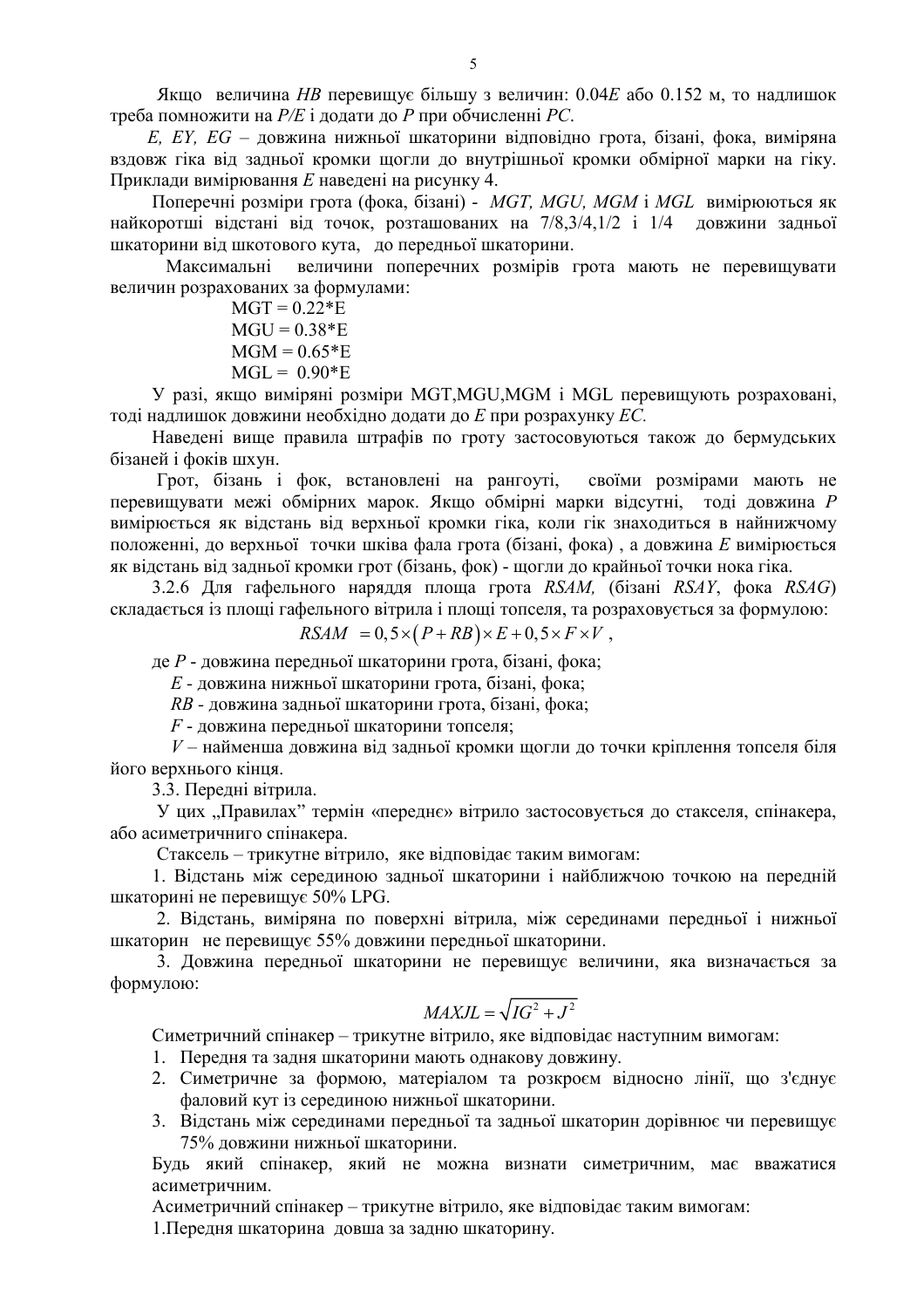Якщо величина *HB* перевищує більшу з величин: 0.04*E* або 0.152 м, то надлишок треба помножити на *P/E* і додати до *P* при обчисленні *PC*.

*E, EY, EG* – довжина нижньої шкаторини відповідно грота, бізані, фока, виміряна вздовж гіка від задньої кромки щогли до внутрішньої кромки обмірної марки на гіку. Приклади вимірювання *E* наведені на рисунку 4.

Поперечні розміри грота (фока, бізані) - *MGT, MGU, MGM* і *MGL* вимірюються як найкоротші відстані від точок, розташованих на 7/8,3/4,1/2 і 1/4 довжини задньої шкаторини від шкотового кута, до передньої шкаторини.

Максимальні величини поперечних розмірів грота мають не перевищувати величин розрахованих за формулами:

MGT = 0.22*E
MGU = 0.38*E
MGM = 0.65*E
MGL = 0.90*E

У разі, якщо виміряні розміри MGT,MGU,MGM і MGL перевищують розраховані, тоді надлишок довжини необхідно додати до *E* при розрахунку *EC*.

Наведені вище правила штрафів по гроту застосовуються також до бермудських бізаней і фоків шхун.

Грот, бізань і фок, встановлені на рангоуті, своїми розмірами мають не перевищувати межі обмірних марок. Якщо обмірні марки відсутні, тоді довжина *P* вимірюється як відстань від верхньої кромки гіка, коли гік знаходиться в найнижчому положенні, до верхньої точки шківа фала грота (бізані, фока) , а довжина *E* вимірюється як відстань від задньої кромки грот (бізань, фок) - щогли до крайньої точки нока гіка.

3.2.6 Для гафельного наряддя площа грота *RSAM,* (бізані *RSAY*, фока *RSAG*) складається із площі гафельного вітрила і площі топселя, та розраховується за формулою:

$$RSAM = 0,5\times(P+RB)\times E + 0,5\times F\times V \ ,$$

де *P* - довжина передньої шкаторини грота, бізані, фока;

*E* - довжина нижньої шкаторини грота, бізані, фока;

*RB* - довжина задньої шкаторини грота, бізані, фока;

*F* - довжина передньої шкаторини топселя;

*V* – найменша довжина від задньої кромки щогли до точки кріплення топселя біля його верхнього кінця.

3.3. Передні вітрила.

У цих „Правилах" термін «переднє» вітрило застосовується до стакселя, спінакера, або асиметричниго спінакера.

Стаксель – трикутне вітрило, яке відповідає таким вимогам:

1. Відстань між серединою задньої шкаторини і найближчою точкою на передній шкаторині не перевищує 50% LPG.
2. Відстань, виміряна по поверхні вітрила, між серединами передньої і нижньої шкаторин не перевищує 55% довжини передньої шкаторини.
3. Довжина передньої шкаторини не перевищує величини, яка визначається за формулою:

$$MAXJL = \sqrt{IG^2 + J^2}$$

Симетричний спінакер – трикутне вітрило, яке відповідає наступним вимогам:

1. Передня та задня шкаторини мають однакову довжину.
2. Симетричне за формою, матеріалом та розкроєм відносно лінії, що з'єднує фаловий кут із серединою нижньої шкаторини.
3. Відстань між серединами передньої та задньої шкаторин дорівнює чи перевищує 75% довжини нижньої шкаторини.

Будь який спінакер, який не можна визнати симетричним, має вважатися асиметричним.

Асиметричний спінакер – трикутне вітрило, яке відповідає таким вимогам:

1.Передня шкаторина довша за задню шкаторину.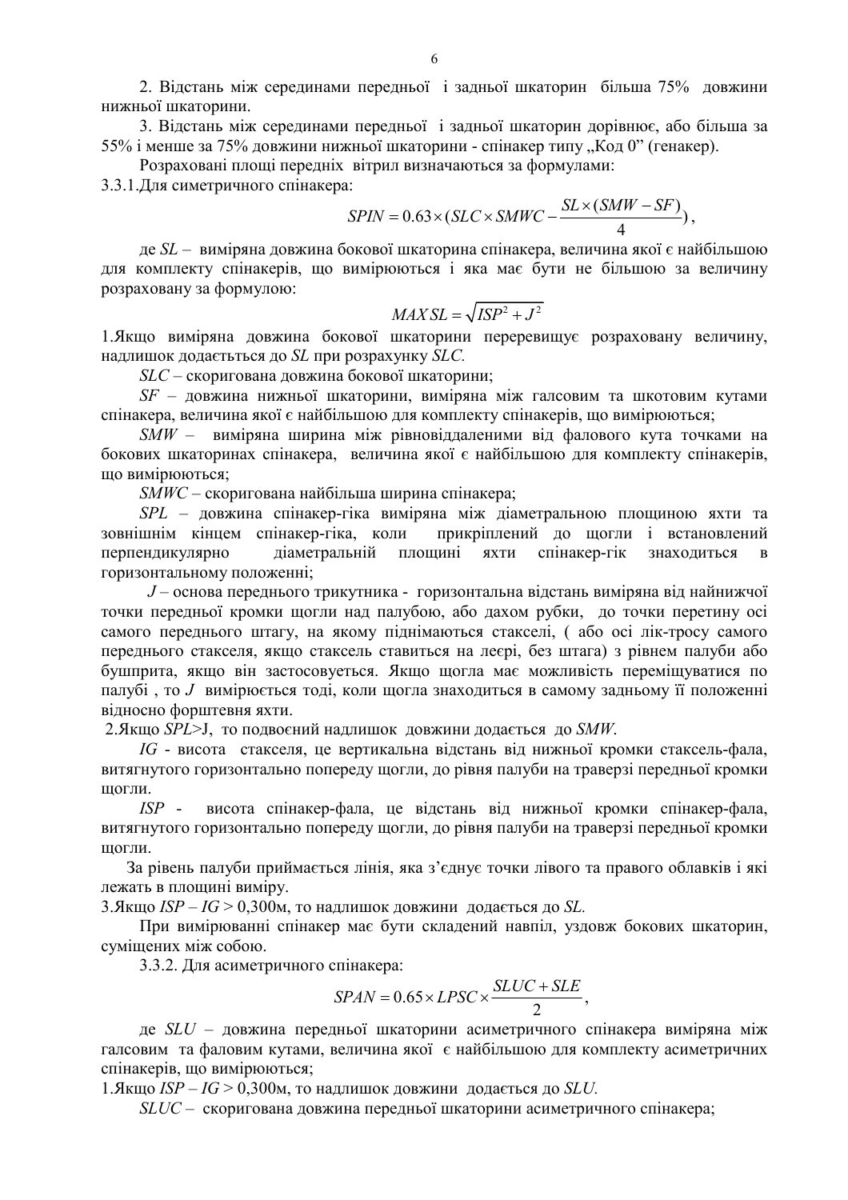2. Відстань між серединами передньої і задньої шкаторин більша 75% довжини нижньої шкаторини.

3. Відстань між серединами передньої і задньої шкаторин дорівнює, або більша за 55% і менше за 75% довжини нижньої шкаторини - спінакер типу „Код 0" (генакер).

Розраховані площі передніх вітрил визначаються за формулами:

3.3.1.Для симетричного спінакера:

$$SPIN = 0.63 \times (SLC \times SMWC - \frac{SL \times (SMW - SF)}{4}),$$

де *SL* – виміряна довжина бокової шкаторина спінакера, величина якої є найбільшою для комплекту спінакерів, що вимірюються і яка має бути не більшою за величину розраховану за формулою:

$$MAX\,SL = \sqrt{ISP^2 + J^2}$$

1.Якщо виміряна довжина бокової шкаторини перевищує розраховану величину, надлишок додаєтьться до *SL* при розрахунку *SLC.*

*SLC* – скоригована довжина бокової шкаторини;

*SF* – довжина нижньої шкаторини, виміряна між галсовим та шкотовим кутами спінакера, величина якої є найбільшою для комплекту спінакерів, що вимірюються;

*SMW* – виміряна ширина між рівновіддаленими від фалового кута точками на бокових шкаторинах спінакера, величина якої є найбільшою для комплекту спінакерів, що вимірюються;

*SMWC* – скоригована найбільша ширина спінакера;

*SPL* – довжина спінакер-гіка виміряна між діаметральною площиною яхти та зовнішнім кінцем спінакер-гіка, коли прикріплений до щогли і встановлений перпендикулярно діаметральній площині яхти спінакер-гік знаходиться в горизонтальному положенні;

*J* – основа переднього трикутника - горизонтальна відстань виміряна від найнижчої точки передньої кромки щогли над палубою, або дахом рубки, до точки перетину осі самого переднього штагу, на якому піднімаються стакселі, ( або осі лік-тросу самого переднього стакселя, якщо стаксель ставиться на леєрі, без штага) з рівнем палуби або бушприта, якщо він застосовується. Якщо щогла має можливість переміщуватися по палубі , то *J* вимірюється тоді, коли щогла знаходиться в самому задньому її положенні відносно форштевня яхти.

2.Якщо *SPL*>J, то подвоєний надлишок довжини додається до *SMW.*

*IG* - висота стакселя, це вертикальна відстань від нижньої кромки стаксель-фала, витягнутого горизонтально попереду щогли, до рівня палуби на траверзі передньої кромки щогли.

*ISP* - висота спінакер-фала, це відстань від нижньої кромки спінакер-фала, витягнутого горизонтально попереду щогли, до рівня палуби на траверзі передньої кромки щогли.

За рівень палуби приймається лінія, яка з'єднує точки лівого та правого облавків і які лежать в площині виміру.

3.Якщо *ISP – IG* > 0,300м, то надлишок довжини додається до *SL.*

При вимірюванні спінакер має бути складений навпіл, уздовж бокових шкаторин, суміщених між собою.

3.3.2. Для асиметричного спінакера:

$$SPAN = 0.65 \times LPSC \times \frac{SLUC + SLE}{2},$$

де *SLU* – довжина передньої шкаторини асиметричного спінакера виміряна між галсовим та фаловим кутами, величина якої є найбільшою для комплекту асиметричних спінакерів, що вимірюються;

1.Якщо *ISP – IG* > 0,300м, то надлишок довжини додається до *SLU.*

*SLUC* – скоригована довжина передньої шкаторини асиметричного спінакера;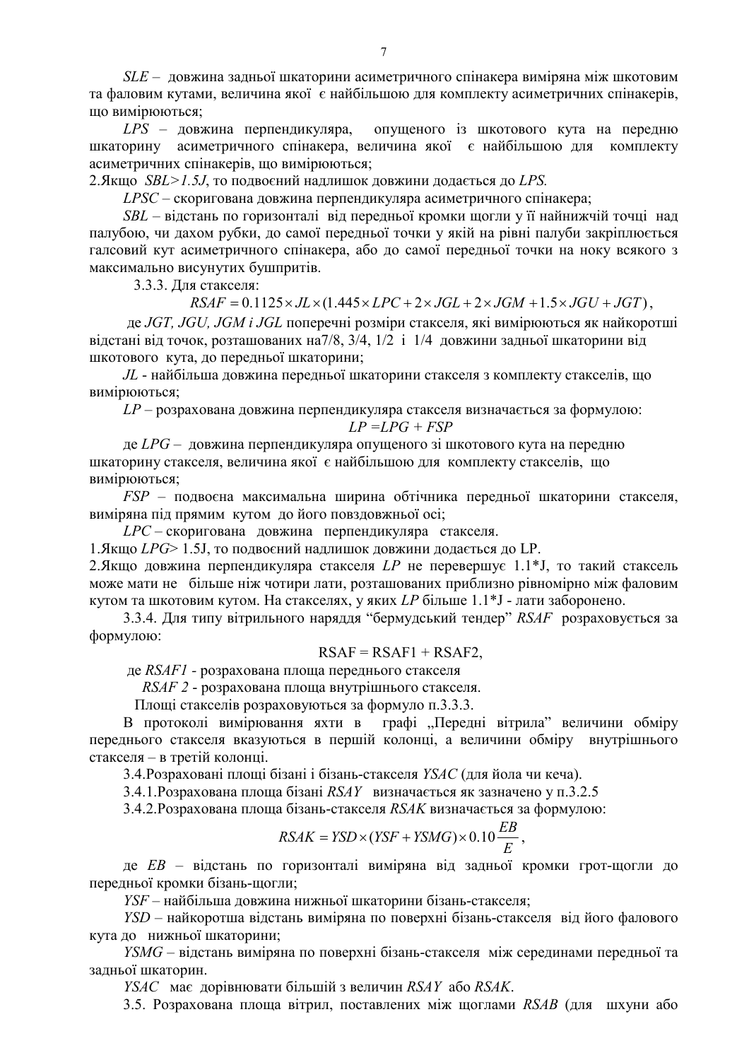*SLE* – довжина задньої шкаторини асиметричного спінакера виміряна між шкотовим та фаловим кутами, величина якої є найбільшою для комплекту асиметричних спінакерів, що вимірюються;

*LPS* – довжина перпендикуляра, опущеного із шкотового кута на передню шкаторину асиметричного спінакера, величина якої є найбільшою для комплекту асиметричних спінакерів, що вимірюються;

2.Якщо *SBL>1.5J*, то подвоєний надлишок довжини додається до *LPS.*

*LPSC* – скоригована довжина перпендикуляра асиметричного спінакера;

*SBL* – відстань по горизонталі від передньої кромки щогли у її найнижчій точці над палубою, чи дахом рубки, до самої передньої точки у якій на рівні палуби закріплюється галсовий кут асиметричного спінакера, або до самої передньої точки на ноку всякого з максимально висунутих бушпритів.

3.3.3. Для стакселя:

$$RSAF = 0.1125 \times JL \times (1.445 \times LPC + 2 \times JGL + 2 \times JGM + 1.5 \times JGU + JGT),$$

де *JGT, JGU, JGM і JGL* поперечні розміри стакселя, які вимірюються як найкоротші відстані від точок, розташованих на7/8, 3/4, 1/2 і 1/4 довжини задньої шкаторини від шкотового кута, до передньої шкаторини;

*JL* - найбільша довжина передньої шкаторини стакселя з комплекту стакселів, що вимірюються;

*LP* – розрахована довжина перпендикуляра стакселя визначається за формулою:

$$LP = LPG + FSP$$

де *LPG* – довжина перпендикуляра опущеного зі шкотового кута на передню шкаторину стакселя, величина якої є найбільшою для комплекту стакселів, що вимірюються;

*FSP* – подвоєна максимальна ширина обтічника передньої шкаторини стакселя, виміряна під прямим кутом до його повздовжньої осі;

*LPC* – скоригована довжина перпендикуляра стакселя.

1.Якщо *LPG*> 1.5J, то подвоєний надлишок довжини додається до LP.

2.Якщо довжина перпендикуляра стакселя *LP* не перевершує 1.1*J, то такий стаксель може мати не більше ніж чотири лати, розташованих приблизно рівномірно між фаловим кутом та шкотовим кутом. На стакселях, у яких *LP* більше 1.1*J - лати заборонено.

3.3.4. Для типу вітрильного наряддя "бермудський тендер" *RSAF* розраховується за формулою:

$$RSAF = RSAF1 + RSAF2,$$

де *RSAF1* - розрахована площа переднього стакселя

*RSAF 2* - розрахована площа внутрішнього стакселя.

Площі стакселів розраховуються за формуло п.3.3.3.

В протоколі вимірювання яхти в графі „Передні вітрила" величини обміру переднього стакселя вказуються в першій колонці, а величини обміру внутрішнього стакселя – в третій колонці.

3.4.Розраховані площі бізані і бізань-стакселя *YSAC* (для йола чи кеча).

3.4.1.Розрахована площа бізані *RSAY* визначається як зазначено у п.3.2.5

3.4.2.Розрахована площа бізань-стакселя *RSAK* визначається за формулою:

$$RSAK = YSD \times (YSF + YSMG) \times 0.10 \frac{EB}{E},$$

де *EB* – відстань по горизонталі виміряна від задньої кромки грот-щогли до передньої кромки бізань-щогли;

*YSF* – найбільша довжина нижньої шкаторини бізань-стакселя;

*YSD* – найкоротша відстань виміряна по поверхні бізань-стакселя від його фалового кута до нижньої шкаторини;

*YSMG* – відстань виміряна по поверхні бізань-стакселя між серединами передньої та задньої шкаторин.

*YSAC* має дорівнювати більшій з величин *RSAY* або *RSAK*.

3.5. Розрахована площа вітрил, поставлених між щоглами *RSAB* (для шхуни або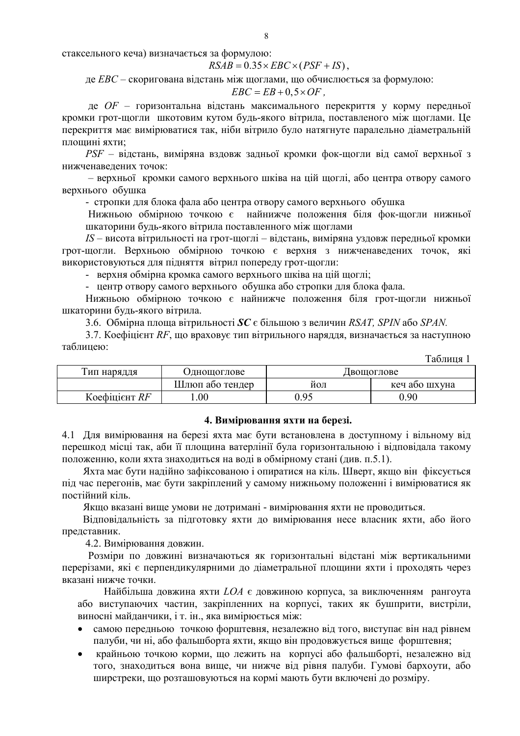стаксельного кеча) визначається за формулою:

$$RSAB = 0.35 \times EBC \times (PSF + IS),$$

де *EBC* – скоригована відстань між щоглами, що обчислюється за формулою:

$$EBC = EB + 0,5 \times OF,$$

де *OF* – горизонтальна відстань максимального перекриття у корму передньої кромки грот-щогли шкотовим кутом будь-якого вітрила, поставленого між щоглами. Це перекриття має вимірюватися так, ніби вітрило було натягнуте паралельно діаметральній площині яхти;

*PSF* – відстань, виміряна вздовж задньої кромки фок-щогли від самої верхньої з нижченаведених точок:

– верхньої кромки самого верхнього шківа на цій щоглі, або центра отвору самого верхнього обушка

- стропки для блока фала або центра отвору самого верхнього обушка

Нижньою обмірною точкою є найнижче положення біля фок-щогли нижньої шкаторини будь-якого вітрила поставленного між щоглами

*IS* – висота вітрильності на грот-щоглі – відстань, виміряна уздовж передньої кромки грот-щогли. Верхньою обмірною точкою є верхня з нижченаведених точок, які використовуються для підняття вітрил попереду грот-щогли:

- верхня обмірна кромка самого верхнього шківа на цій щоглі;
- центр отвору самого верхнього обушка або стропки для блока фала.

Нижньою обмірною точкою є найнижче положення біля грот-щогли нижньої шкаторини будь-якого вітрила.

3.6. Обмірна площа вітрильності ***SC*** є більшою з величин *RSAT, SPIN* або *SPAN.*

3.7. Коефіцієнт *RF*, що враховує тип вітрильного наряддя, визначається за наступною таблицею:

Таблиця 1

| Тип наряддя | Однощоглове | Двощоглове | |
|---|---|---|---|
| | Шлюп або тендер | йол | кеч або шхуна |
| Коефіцієнт *RF* | 1.00 | 0.95 | 0.90 |

#### 4. Вимірювання яхти на березі.

4.1 Для вимірювання на березі яхта має бути встановлена в доступному і вільному від перешкод місці так, аби її площина ватерлінії була горизонтальною і відповідала такому положенню, коли яхта знаходиться на воді в обмірному стані (див. п.5.1).

Яхта має бути надійно зафіксованою і опиратися на кіль. Шверт, якщо він фіксується під час перегонів, має бути закріплений у самому нижньому положенні і вимірюватися як постійний кіль.

Якщо вказані вище умови не дотримані - вимірювання яхти не проводиться.

Відповідальність за підготовку яхти до вимірювання несе власник яхти, або його представник.

4.2. Вимірювання довжин.

Розміри по довжині визначаються як горизонтальні відстані між вертикальними перерізами, які є перпендикулярними до діаметральної площини яхти і проходять через вказані нижче точки.

Найбільша довжина яхти *LOA* є довжиною корпуса, за виключенням рангоута або виступаючих частин, закріпленних на корпусі, таких як бушприти, вистріли, виносні майданчики, і т. ін., яка вимірюється між:

- самою передньою точкою форштевня, незалежно від того, виступає він над рівнем палуби, чи ні, або фальшборта яхти, якщо він продовжується вище форштевня;
- крайньою точкою корми, що лежить на корпусі або фальшборті, незалежно від того, знаходиться вона вище, чи нижче від рівня палуби. Гумові бархоути, або ширстреки, що розташовуються на кормі мають бути включені до розміру.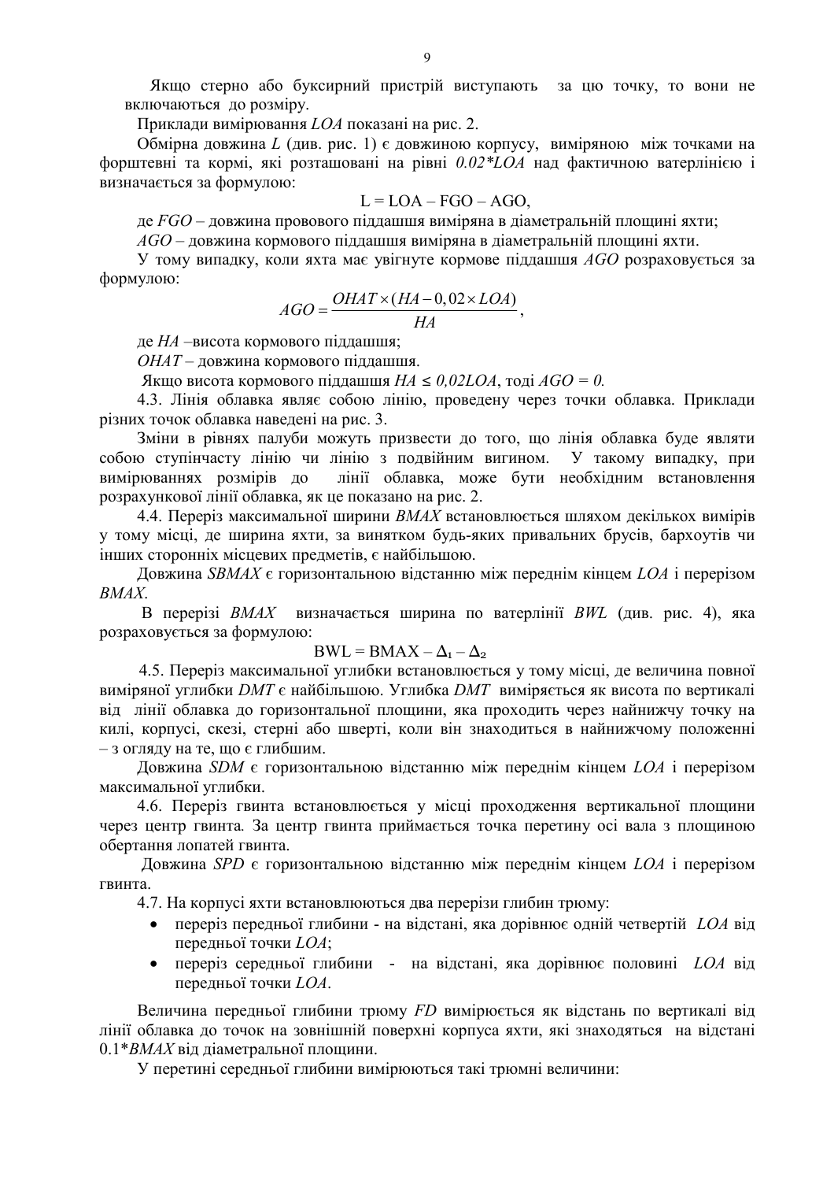Якщо стерно або буксирний пристрій виступають за цю точку, то вони не включаються до розміру.

Приклади вимірювання *LOA* показані на рис. 2.

Обмірна довжина *L* (див. рис. 1) є довжиною корпусу, виміряною між точками на форштевні та кормі, які розташовані на рівні *0.02\*LOA* над фактичною ватерлінією і визначається за формулою:

$$L = LOA - FGO - AGO,$$

де *FGO* – довжина провового піддашшя виміряна в діаметральній площині яхти;

*AGO* – довжина кормового піддашшя виміряна в діаметральній площині яхти.

У тому випадку, коли яхта має увігнуте кормове піддашшя *AGO* розраховується за формулою:

$$AGO = \frac{OHAT \times (HA - 0{,}02 \times LOA)}{HA},$$

де *HA* –висота кормового піддашшя;

*OHAT* – довжина кормового піддашшя.

Якщо висота кормового піддашшя $HA \leq 0{,}02LOA$, тоді $AGO = 0$.

4.3. Лінія облавка являє собою лінію, проведену через точки облавка. Приклади різних точок облавка наведені на рис. 3.

Зміни в рівнях палуби можуть призвести до того, що лінія облавка буде являти собою ступінчасту лінію чи лінію з подвійним вигином. У такому випадку, при вимірюваннях розмірів до лінії облавка, може бути необхідним встановлення розрахункової лінії облавка, як це показано на рис. 2.

4.4. Переріз максимальної ширини *BMAX* встановлюється шляхом декількох вимірів у тому місці, де ширина яхти, за винятком будь-яких привальних брусів, бархоутів чи інших сторонніх місцевих предметів, є найбільшою.

Довжина *SBMAX* є горизонтальною відстанню між переднім кінцем *LOA* і перерізом *BMAX*.

В перерізі *BMAX* визначається ширина по ватерлінії *BWL* (див. рис. 4), яка розраховується за формулою:

$$BWL = BMAX - \Delta_1 - \Delta_2$$

4.5. Переріз максимальної углибки встановлюється у тому місці, де величина повної виміряної углибки *DMT* є найбільшою. Углибка *DMT* виміряється як висота по вертикалі від лінії облавка до горизонтальної площини, яка проходить через найнижчу точку на килі, корпусі, скезі, стерні або шверті, коли він знаходиться в найнижчому положенні – з огляду на те, що є глибшим.

Довжина *SDM* є горизонтальною відстанню між переднім кінцем *LOA* і перерізом максимальної углибки.

4.6. Переріз гвинта встановлюється у місці проходження вертикальної площини через центр гвинта. За центр гвинта приймається точка перетину осі вала з площиною обертання лопатей гвинта.

Довжина *SPD* є горизонтальною відстанню між переднім кінцем *LOA* і перерізом гвинта.

4.7. На корпусі яхти встановлюються два перерізи глибин трюму:

- переріз передньої глибини - на відстані, яка дорівнює одній четвертій *LOA* від передньої точки *LOA*;
- переріз середньої глибини - на відстані, яка дорівнює половині *LOA* від передньої точки *LOA*.

Величина передньої глибини трюму *FD* вимірюється як відстань по вертикалі від лінії облавка до точок на зовнішній поверхні корпуса яхти, які знаходяться на відстані 0.1\**BMAX* від діаметральної площини.

У перетині середньої глибини вимірюються такі трюмні величини: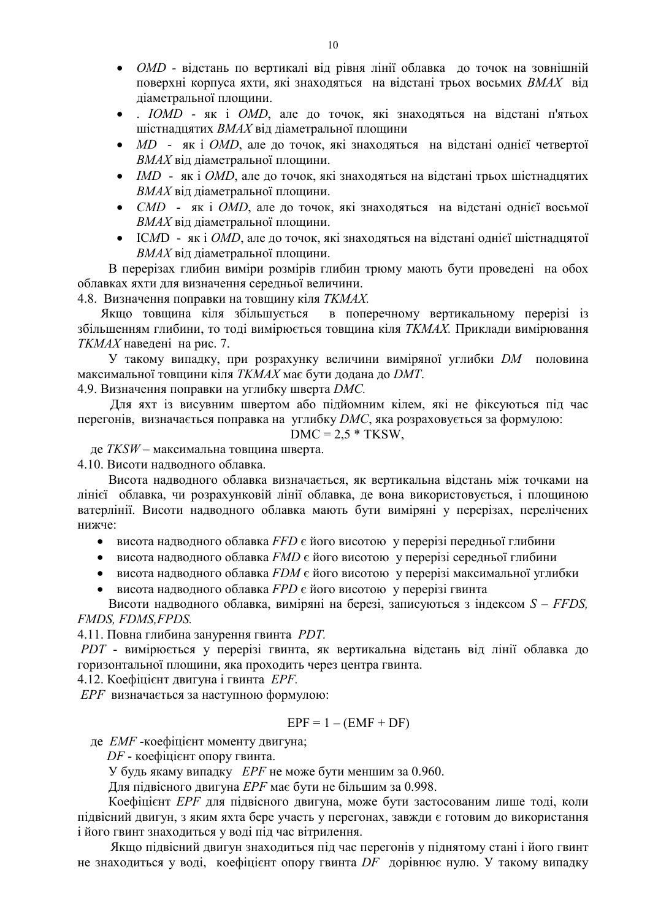- *OMD* - відстань по вертикалі від рівня лінії облавка до точок на зовнішній поверхні корпуса яхти, які знаходяться на відстані трьох восьмих *BMAX* від діаметральної площини.
- . *IOMD* - як і *OMD*, але до точок, які знаходяться на відстані п'ятьох шістнадцятих *BMAX* від діаметральної площини
- *MD* - як і *OMD*, але до точок, які знаходяться на відстані однієї четвертої *BMAX* від діаметральної площини.
- *IMD* - як і *OMD*, але до точок, які знаходяться на відстані трьох шістнадцятих *BMAX* від діаметральної площини.
- *CMD* - як і *OMD*, але до точок, які знаходяться на відстані однієї восьмої *BMAX* від діаметральної площини.
- ІС*M*D - як і *OMD*, але до точок, які знаходяться на відстані однієї шістнадцятої *BMAX* від діаметральної площини.

В перерізах глибин виміри розмірів глибин трюму мають бути проведені на обох облавках яхти для визначення середньої величини.

4.8. Визначення поправки на товщину кіля *TKMAX.*

Якщо товщина кіля збільшується в поперечному вертикальному перерізі із збільшенням глибини, то тоді вимірюється товщина кіля *TKMAX.* Приклади вимірювання *TKMAX* наведені на рис. 7.

У такому випадку, при розрахунку величини виміряної углибки *DM* половина максимальної товщини кіля *TKMAX* має бути додана до *DMT*.

4.9. Визначення поправки на углибку шверта *DMC.*

Для яхт із висувним швертом або підйомним кілем, які не фіксуються під час перегонів, визначається поправка на углибку *DMC*, яка розраховується за формулою:

$$DMC = 2{,}5 * TKSW,$$

де *TKSW* – максимальна товщина шверта.

4.10. Висоти надводного облавка.

Висота надводного облавка визначається, як вертикальна відстань між точками на лінії облавка, чи розрахунковій лінії облавка, де вона використовується, і площиною ватерлінії. Висоти надводного облавка мають бути виміряні у перерізах, перелічених нижче:

- висота надводного облавка *FFD* є його висотою у перерізі передньої глибини
- висота надводного облавка *FMD* є його висотою у перерізі середньої глибини
- висота надводного облавка *FDM* є його висотою у перерізі максимальної углибки
- висота надводного облавка *FPD* є його висотою у перерізі гвинта

Висоти надводного облавка, виміряні на березі, записуються з індексом *S* – *FFDS, FMDS, FDMS,FPDS.*

4.11. Повна глибина занурення гвинта *PDT.*

*PDT* - вимірюється у перерізі гвинта, як вертикальна відстань від лінії облавка до горизонтальної площини, яка проходить через центра гвинта.

4.12. Коефіцієнт двигуна і гвинта *EPF.*

*EPF* визначається за наступною формулою:

$$EPF = 1 – (EMF + DF)$$

де *EMF* -коефіцієнт моменту двигуна;

*DF* - коефіцієнт опору гвинта.

У будь якаму випадку *EPF* не може бути меншим за 0.960.

Для підвісного двигуна *EPF* має бути не більшим за 0.998.

Коефіцієнт *EPF* для підвісного двигуна, може бути застосованим лише тоді, коли підвісний двигун, з яким яхта бере участь у перегонах, завжди є готовим до використання і його гвинт знаходиться у воді під час вітрилення.

Якщо підвісний двигун знаходиться під час перегонів у піднятому стані і його гвинт не знаходиться у воді, коефіцієнт опору гвинта *DF* дорівнює нулю. У такому випадку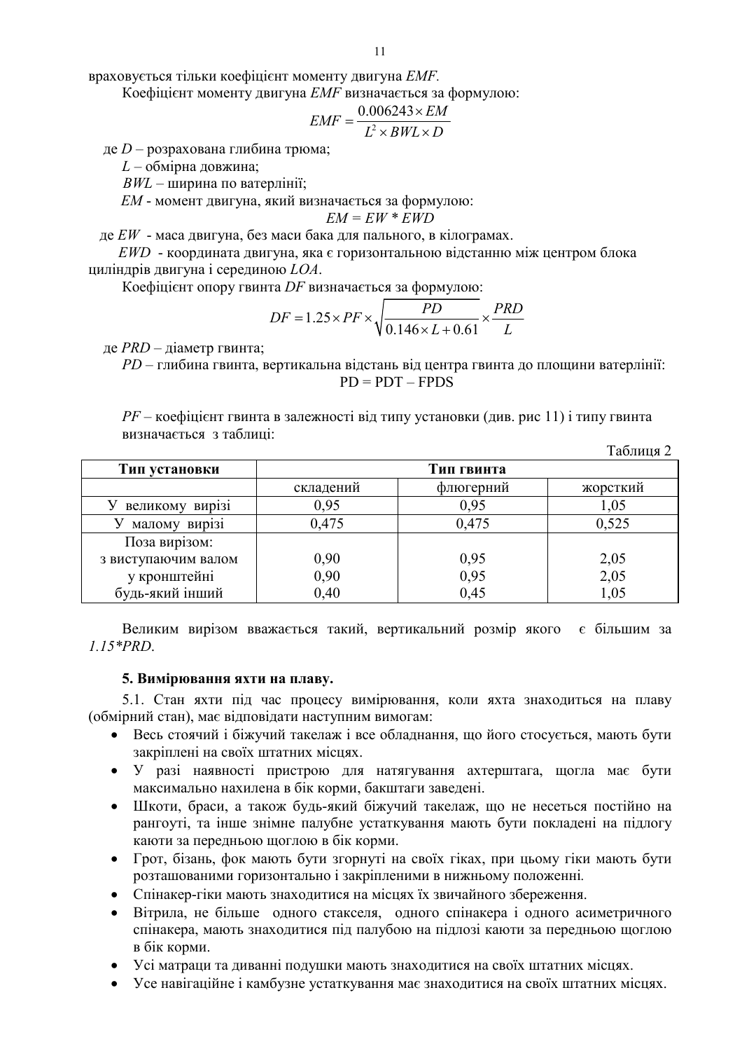враховується тільки коефіцієнт моменту двигуна *EMF*.

Коефіцієнт моменту двигуна *EMF* визначається за формулою:

$$EMF = \frac{0.006243 \times EM}{L^2 \times BWL \times D}$$

де $D$ – розрахована глибина трюма;

$L$ – обмірна довжина;

$BWL$ – ширина по ватерлінії;

$EM$ - момент двигуна, який визначається за формулою:

$$EM = EW * EWD$$

де $EW$ - маса двигуна, без маси бака для пального, в кілограмах.

$EWD$ - координата двигуна, яка є горизонтальною відстанню між центром блока циліндрів двигуна і серединою $LOA$.

Коефіцієнт опору гвинта $DF$ визначається за формулою:

$$DF = 1.25 \times PF \times \sqrt{\frac{PD}{0.146 \times L + 0.61}} \times \frac{PRD}{L}$$

де $PRD$ – діаметр гвинта;

$PD$ – глибина гвинта, вертикальна відстань від центра гвинта до площини ватерлінії:

$$PD = PDT - FPDS$$

$PF$ – коефіцієнт гвинта в залежності від типу установки (див. рис 11) і типу гвинта визначається з таблиці:

Таблиця 2

| Тип установки | Тип гвинта | | |
|---|---|---|---|
| | складений | флюгерний | жорсткий |
| У великому вирізі | 0,95 | 0,95 | 1,05 |
| У малому вирізі | 0,475 | 0,475 | 0,525 |
| Поза вирізом: | | | |
| з виступаючим валом | 0,90 | 0,95 | 2,05 |
| у кронштейні | 0,90 | 0,95 | 2,05 |
| будь-який інший | 0,40 | 0,45 | 1,05 |

Великим вирізом вважається такий, вертикальний розмір якого є більшим за *1.15\*PRD*.

**5. Вимірювання яхти на плаву.**

5.1. Стан яхти під час процесу вимірювання, коли яхта знаходиться на плаву (обмірний стан), має відповідати наступним вимогам:

- Весь стоячий і біжучий такелаж і все обладнання, що його стосується, мають бути закріплені на своїх штатних місцях.
- У разі наявності пристрою для натягування ахтерштага, щогла має бути максимально нахилена в бік корми, бакштаги заведені.
- Шкоти, браси, а також будь-який біжучий такелаж, що не несеться постійно на рангоуті, та інше знімне палубне устаткування мають бути покладені на підлогу каюти за передньою щоглою в бік корми.
- Грот, бізань, фок мають бути згорнуті на своїх гіках, при цьому гіки мають бути розташованими горизонтально і закріпленими в нижньому положенні.
- Спінакер-гіки мають знаходитися на місцях їх звичайного збереження.
- Вітрила, не більше одного стакселя, одного спінакера і одного асиметричного спінакера, мають знаходитися під палубою на підлозі каюти за передньою щоглою в бік корми.
- Усі матраци та диванні подушки мають знаходитися на своїх штатних місцях.
- Усе навігаційне і камбузне устаткування має знаходитися на своїх штатних місцях.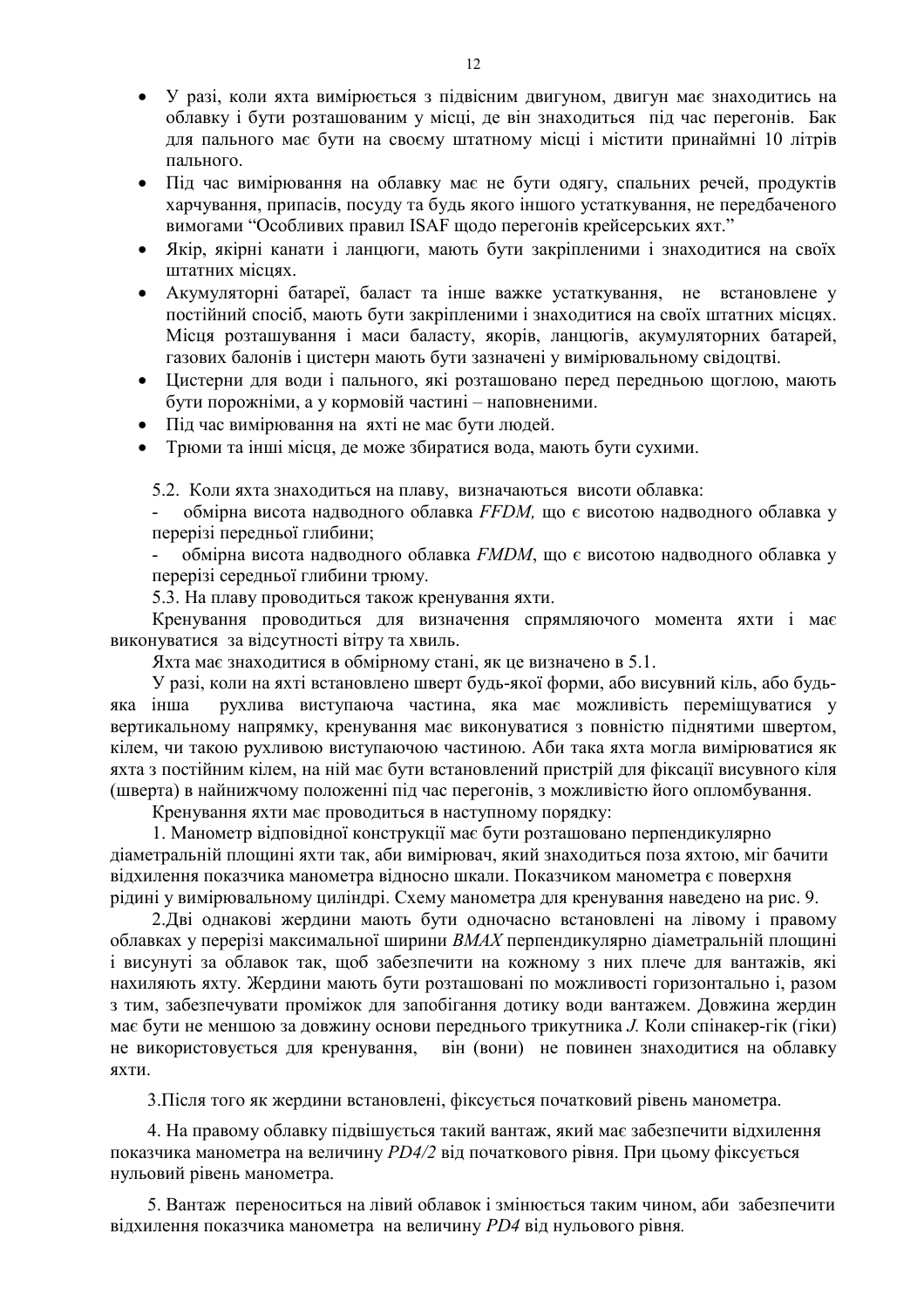- У разі, коли яхта вимірюється з підвісним двигуном, двигун має знаходитись на облавку і бути розташованим у місці, де він знаходиться під час перегонів. Бак для пального має бути на своєму штатному місці і містити принаймні 10 літрів пального.
- Під час вимірювання на облавку має не бути одягу, спальних речей, продуктів харчування, припасів, посуду та будь якого іншого устаткування, не передбаченого вимогами "Особливих правил ISAF щодо перегонів крейсерських яхт."
- Якір, якірні канати і ланцюги, мають бути закріпленими і знаходитися на своїх штатних місцях.
- Акумуляторні батареї, баласт та інше важке устаткування, не встановлене у постійний спосіб, мають бути закріпленими і знаходитися на своїх штатних місцях. Місця розташування і маси баласту, якорів, ланцюгів, акумуляторних батарей, газових балонів і цистерн мають бути зазначені у вимірювальному свідоцтві.
- Цистерни для води і пального, які розташовано перед передньою щоглою, мають бути порожніми, а у кормовій частині – наповненими.
- Під час вимірювання на яхті не має бути людей.
- Трюми та інші місця, де може збиратися вода, мають бути сухими.

5.2. Коли яхта знаходиться на плаву, визначаються висоти облавка:

- обмірна висота надводного облавка *FFDM,* що є висотою надводного облавка у перерізі передньої глибини;
- обмірна висота надводного облавка *FMDM*, що є висотою надводного облавка у перерізі середньої глибини трюму.

5.3. На плаву проводиться також кренування яхти.

Кренування проводиться для визначення спрямляючого момента яхти і має виконуватися за відсутності вітру та хвиль.

Яхта має знаходитися в обмірному стані, як це визначено в 5.1.

У разі, коли на яхті встановлено шверт будь-якої форми, або висувний кіль, або будь-яка інша рухлива виступаюча частина, яка має можливість переміщуватися у вертикальному напрямку, кренування має виконуватися з повністю піднятими швертом, кілем, чи такою рухливою виступаючою частиною. Аби така яхта могла вимірюватися як яхта з постійним кілем, на ній має бути встановлений пристрій для фіксації висувного кіля (шверта) в найнижчому положенні під час перегонів, з можливістю його опломбування.

Кренування яхти має проводиться в наступному порядку:

1. Манометр відповідної конструкції має бути розташовано перпендикулярно діаметральній площині яхти так, аби вимірювач, який знаходиться поза яхтою, міг бачити відхилення показчика манометра відносно шкали. Показчиком манометра є поверхня рідини у вимірювальному циліндрі. Схему манометра для кренування наведено на рис. 9.

2. Дві однакові жердини мають бути одночасно встановлені на лівому і правому облавках у перерізі максимальної ширини *BMAX* перпендикулярно діаметральній площині і висунуті за облавок так, щоб забезпечити на кожному з них плече для вантажів, які нахиляють яхту. Жердини мають бути розташовані по можливості горизонтально і, разом з тим, забезпечувати проміжок для запобігання дотику води вантажем. Довжина жердин має бути не меншою за довжину основи переднього трикутника *J.* Коли спінакер-гік (гіки) не використовується для кренування, він (вони) не повинен знаходитися на облавку яхти.

3. Після того як жердини встановлені, фіксується початковий рівень манометра.

4. На правому облавку підвішується такий вантаж, який має забезпечити відхилення показчика манометра на величину *PD4/2* від початкового рівня. При цьому фіксується нульовий рівень манометра.

5. Вантаж переноситься на лівий облавок і змінюється таким чином, аби забезпечити відхилення показчика манометра на величину *PD4* від нульового рівня.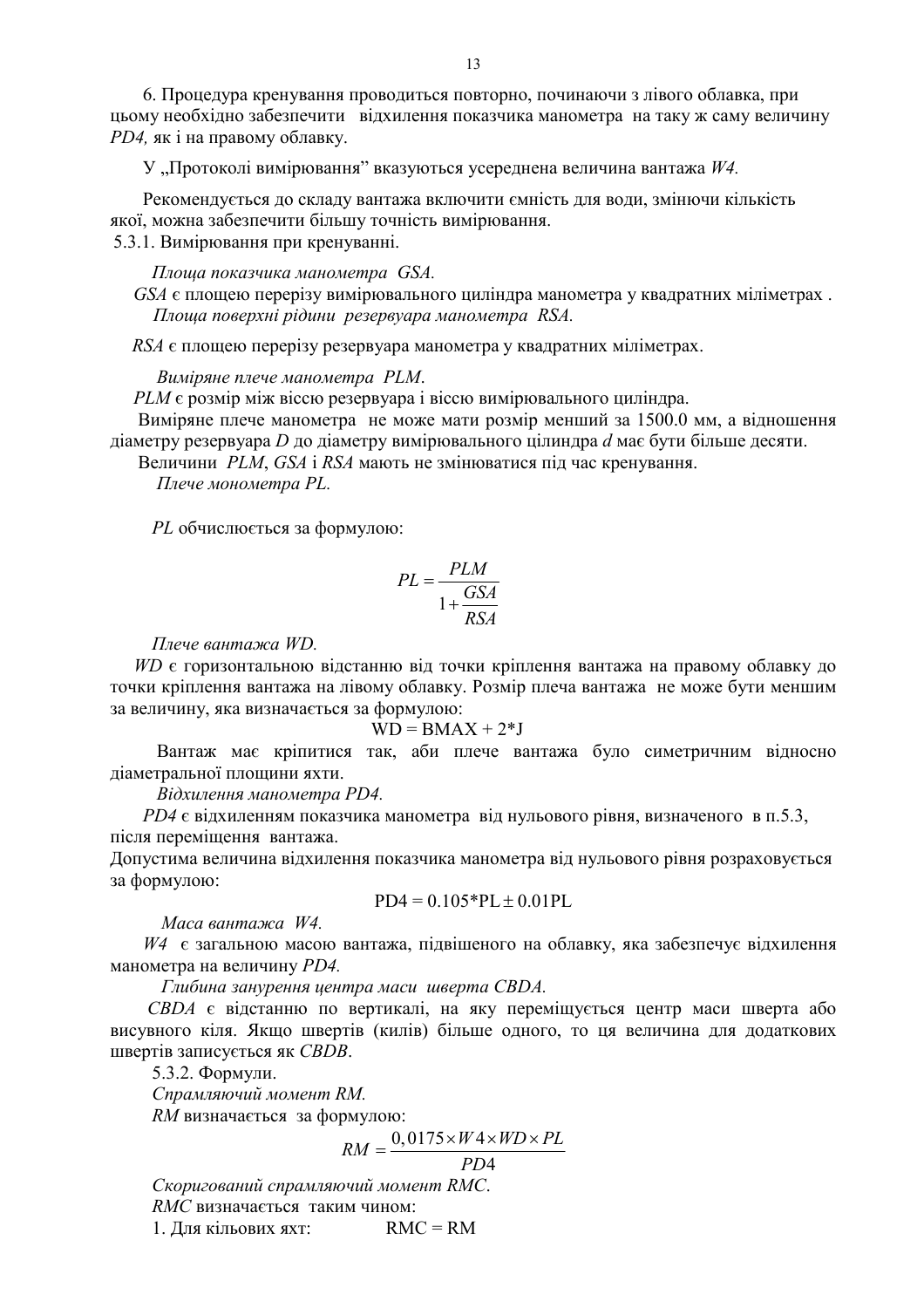6. Процедура кренування проводиться повторно, починаючи з лівого облавка, при цьому необхідно забезпечити відхилення показчика манометра на таку ж саму величину *PD4,* як і на правому облавку.

У „Протоколі вимірювання" вказуються усереднена величина вантажа *W4.*

Рекомендується до складу вантажа включити ємність для води, змінючи кількість якої, можна забезпечити більшу точність вимірювання.

5.3.1. Вимірювання при кренуванні.

*Площа показчика манометра GSA.*

*GSA* є площею перерізу вимірювального циліндра манометра у квадратних міліметрах .

*Площа поверхні рідини резервуара манометра RSA.*

*RSA* є площею перерізу резервуара манометра у квадратних міліметрах.

*Виміряне плече манометра PLM*.

*PLM* є розмір між віссю резервуара і віссю вимірювального циліндра.

Виміряне плече манометра не може мати розмір менший за 1500.0 мм, а відношення діаметру резервуара *D* до діаметру вимірювального цілиндра *d* має бути більше десяти.

Величини *PLM*, *GSA* і *RSA* мають не змінюватися під час кренування.

*Плече монометра PL.*

*PL* обчислюється за формулою:

$$PL = \frac{PLM}{1 + \dfrac{GSA}{RSA}}$$

*Плече вантажа WD.*

*WD* є горизонтальною відстанню від точки кріплення вантажа на правому облавку до точки кріплення вантажа на лівому облавку. Розмір плеча вантажа не може бути меншим за величину, яка визначається за формулою:

$$WD = BMAX + 2*J$$

Вантаж має кріпитися так, аби плече вантажа було симетричним відносно діаметральної площини яхти.

*Відхилення манометра PD4.*

*PD4* є відхиленням показчика манометра від нульового рівня, визначеного в п.5.3, після переміщення вантажа.

Допустима величина відхилення показчика манометра від нульового рівня розраховується за формулою:

$$PD4 = 0.105*PL \pm 0.01PL$$

*Маса вантажа W4.*

*W4* є загальною масою вантажа, підвішеного на облавку, яка забезпечує відхилення манометра на величину *PD4.*

*Глибина занурення центра маси шверта CBDA.*

*CBDA* є відстанню по вертикалі, на яку переміщується центр маси шверта або висувного кіля. Якщо швертів (килів) більше одного, то ця величина для додаткових швертів записується як *CBDB*.

5.3.2. Формули.

*Спрамляючий момент RM.*

*RM* визначається за формулою:

$$RM = \frac{0,0175 \times W4 \times WD \times PL}{PD4}$$

*Скоригований спрамляючий момент RMC*.

*RMC* визначається таким чином:

1. Для кільових яхт: $RMC = RM$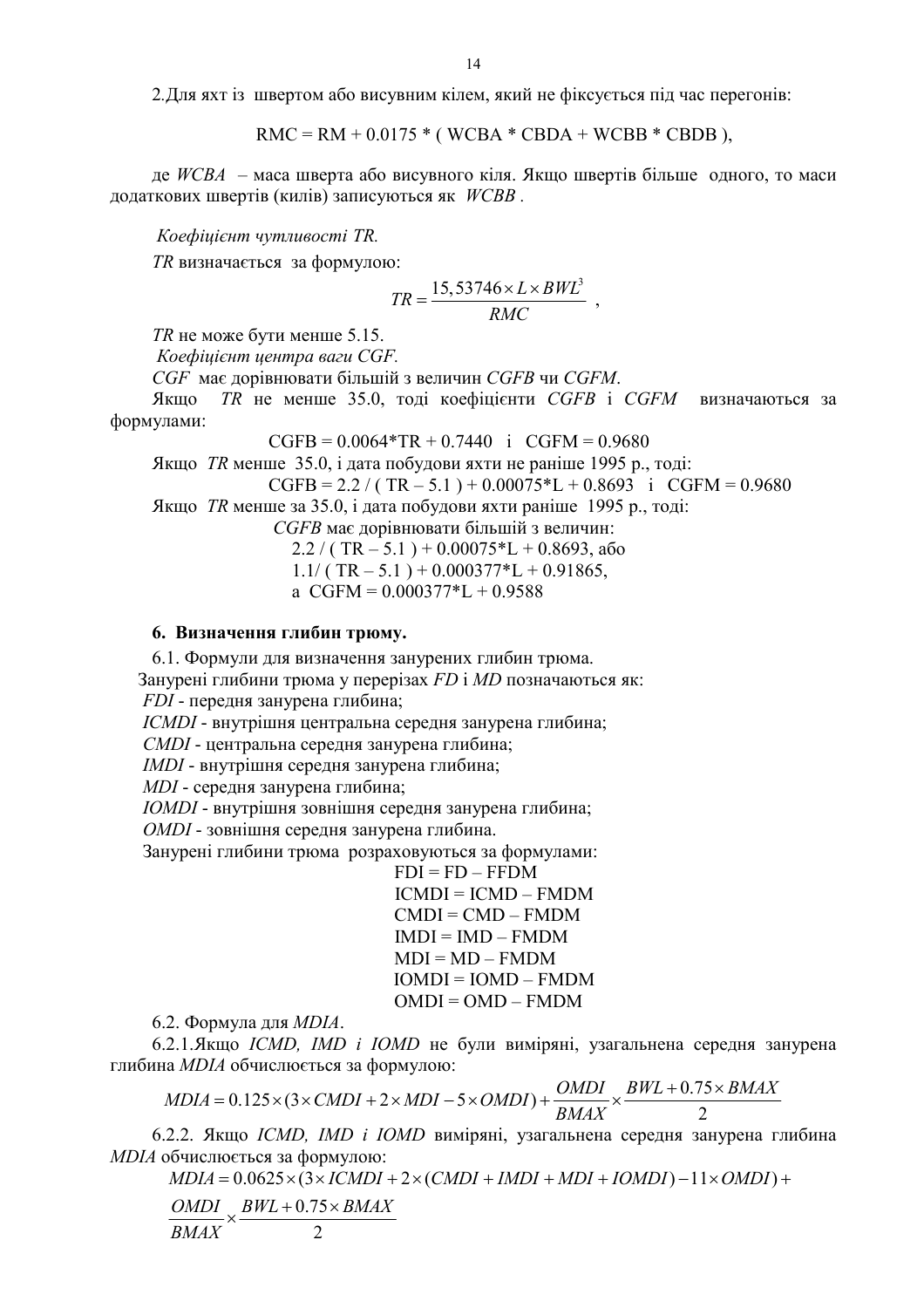2.Для яхт із швертом або висувним кілем, який не фіксується під час перегонів:

$$RMC = RM + 0.0175 * ( WCBA * CBDA + WCBB * CBDB ),$$

де *WCBA* – маса шверта або висувного кіля. Якщо швертів більше одного, то маси додаткових швертів (килів) записуються як *WCBB* .

*Коефіцієнт чутливості TR.*

*TR* визначається за формулою:

$$TR = \frac{15,53746 \times L \times BWL^3}{RMC},$$

*TR* не може бути менше 5.15.

*Коефіцієнт центра ваги CGF.*

*CGF* має дорівнювати більшій з величин *CGFB* чи *CGFM*.

Якщо *TR* не менше 35.0, тоді коефіцієнти *CGFB* і *CGFM* визначаються за формулами:

$$CGFB = 0.0064*TR + 0.7440 \quad і \quad CGFM = 0.9680$$

Якщо *TR* менше 35.0, і дата побудови яхти не раніше 1995 р., тоді:

$$CGFB = 2.2 / ( TR - 5.1 ) + 0.00075*L + 0.8693 \quad і \quad CGFM = 0.9680$$

Якщо *TR* менше за 35.0, і дата побудови яхти раніше 1995 р., тоді:

*CGFB* має дорівнювати більшій з величин:

$2.2 / ( TR - 5.1 ) + 0.00075*L + 0.8693$, або

$1.1/ ( TR - 5.1 ) + 0.000377*L + 0.91865$,

а $CGFM = 0.000377*L + 0.9588$

### 6. Визначення глибин трюму.

6.1. Формули для визначення занурених глибин трюма.

Занурені глибини трюма у перерізах *FD* і *MD* позначаються як:

*FDI* - передня занурена глибина;

*ICMDI* - внутрішня центральна середня занурена глибина;

*CMDI* - центральна середня занурена глибина;

*IMDI* - внутрішня середня занурена глибина;

*MDI* - середня занурена глибина;

*IOMDI* - внутрішня зовнішня середня занурена глибина;

*OMDI* - зовнішня середня занурена глибина.

Занурені глибини трюма розраховуються за формулами:

$$FDI = FD - FFDM$$
$$ICMDI = ICMD - FMDM$$
$$CMDI = CMD - FMDM$$
$$IMDI = IMD - FMDM$$
$$MDI = MD - FMDM$$
$$IOMDI = IOMD - FMDM$$
$$OMDI = OMD - FMDM$$

6.2. Формула для *MDIA*.

6.2.1.Якщо *ICMD, IMD і IOMD* не були виміряні, узагальнена середня занурена глибина *MDIA* обчислюється за формулою:

$$MDIA = 0.125 \times (3 \times CMDI + 2 \times MDI - 5 \times OMDI) + \frac{OMDI}{BMAX} \times \frac{BWL + 0.75 \times BMAX}{2}$$

6.2.2. Якщо *ICMD, IMD і IOMD* виміряні, узагальнена середня занурена глибина *MDIA* обчислюється за формулою:

$$MDIA = 0.0625 \times (3 \times ICMDI + 2 \times (CMDI + IMDI + MDI + IOMDI) - 11 \times OMDI) + \frac{OMDI}{BMAX} \times \frac{BWL + 0.75 \times BMAX}{2}$$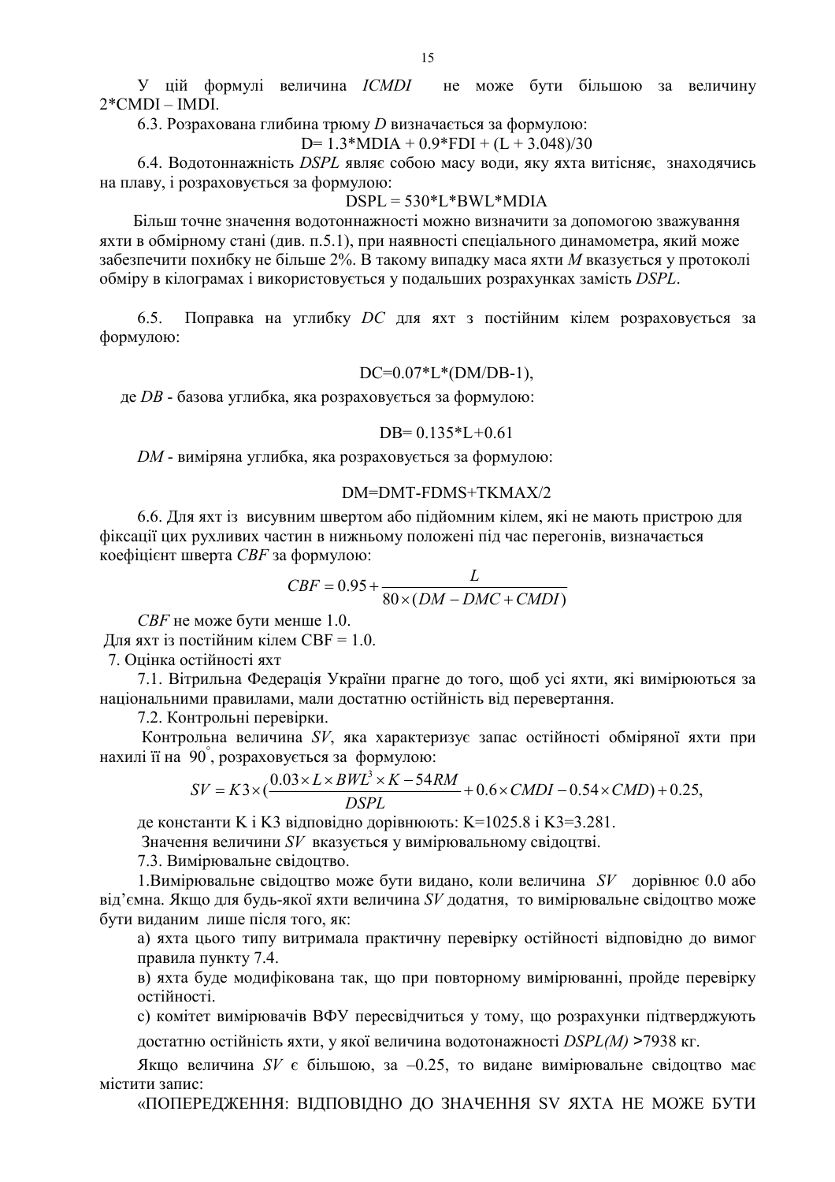У цій формулі величина *ICMDI* не може бути більшою за величину 2*CMDI – IMDI.

6.3. Розрахована глибина трюму *D* визначається за формулою:

$$D = 1.3*MDIA + 0.9*FDI + (L + 3.048)/30$$

6.4. Водотоннажність *DSPL* являє собою масу води, яку яхта витісняє, знаходячись на плаву, і розраховується за формулою:

$$DSPL = 530*L*BWL*MDIA$$

Більш точне значення водотоннажності можна визначити за допомогою зважування яхти в обмірному стані (див. п.5.1), при наявності спеціального динамометра, який може забезпечити похибку не більше 2%. В такому випадку маса яхти *M* вказується у протоколі обміру в кілограмах і використовується у подальших розрахунках замість *DSPL*.

6.5. Поправка на углибку *DC* для яхт з постійним кілем розраховується за формулою:

$$DC = 0.07*L*(DM/DB-1),$$

де *DB* - базова углибка, яка розраховується за формулою:

$$DB = 0.135*L+0.61$$

*DM* - виміряна углибка, яка розраховується за формулою:

$$DM = DMT-FDMS+TKMAX/2$$

6.6. Для яхт із висувним швертом або підйомним кілем, які не мають пристрою для фіксації цих рухливих частин в нижньому положені під час перегонів, визначається коефіцієнт шверта *CBF* за формулою:

$$CBF = 0.95 + \frac{L}{80 \times (DM - DMC + CMDI)}$$

*CBF* не може бути менше 1.0.

Для яхт із постійним кілем CBF = 1.0.

7. Оцінка остійності яхт

7.1. Вітрильна Федерація України прагне до того, щоб усі яхти, які вимірюються за національними правилами, мали достатню остійність від перевертання.

7.2. Контрольні перевірки.

Контрольна величина *SV*, яка характеризує запас остійності обміряної яхти при нахилі її на $90^{\circ}$, розраховується за формулою:

$$SV = K3 \times \left(\frac{0.03 \times L \times BWL^3 \times K - 54RM}{DSPL} + 0.6 \times CMDI - 0.54 \times CMD\right) + 0.25,$$

де константи K і K3 відповідно дорівнюють: K=1025.8 і K3=3.281.

Значення величини *SV* вказується у вимірювальному свідоцтві.

7.3. Вимірювальне свідоцтво.

1.Вимірювальне свідоцтво може бути видано, коли величина *SV* дорівнює 0.0 або від'ємна. Якщо для будь-якої яхти величина *SV* додатня, то вимірювальне свідоцтво може бути виданим лише після того, як:

а) яхта цього типу витримала практичну перевірку остійності відповідно до вимог правила пункту 7.4.

в) яхта буде модифікована так, що при повторному вимірюванні, пройде перевірку остійності.

с) комітет вимірювачів ВФУ пересвідчиться у тому, що розрахунки підтверджують достатню остійність яхти, у якої величина водотонажності *DSPL(M)* >7938 кг.

Якщо величина *SV* є більшою, за –0.25, то видане вимірювальне свідоцтво має містити запис:

«ПОПЕРЕДЖЕННЯ: ВІДПОВІДНО ДО ЗНАЧЕННЯ SV ЯХТА НЕ МОЖЕ БУТИ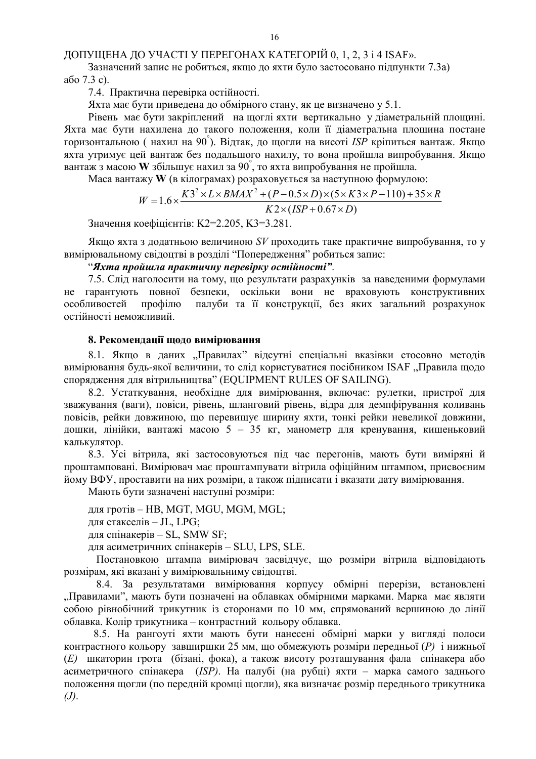ДОПУЩЕНА ДО УЧАСТІ У ПЕРЕГОНАХ КАТЕГОРІЙ 0, 1, 2, 3 і 4 ISAF».

Зазначений запис не робиться, якщо до яхти було застосовано підпункти 7.3а) або 7.3 с).

7.4. Практична перевірка остійності.

Яхта має бути приведена до обмірного стану, як це визначено у 5.1.

Рівень має бути закріплений на щоглі яхти вертикально у діаметральній площині. Яхта має бути нахилена до такого положення, коли її діаметральна площина постане горизонтальною ( нахил на 90°). Відтак, до щогли на висоті *ISP* кріпиться вантаж. Якщо яхта утримує цей вантаж без подальшого нахилу, то вона пройшла випробування. Якщо вантаж з масою **W** збільшує нахил за 90°, то яхта випробування не пройшла.

Маса вантажу **W** (в кілограмах) розраховується за наступною формулою:

$$W = 1.6 \times \frac{K3^2 \times L \times BMAX^2 + (P - 0.5 \times D) \times (5 \times K3 \times P - 110) + 35 \times R}{K2 \times (ISP + 0.67 \times D)}$$

Значення коефіцієнтів: K2=2.205, K3=3.281.

Якщо яхта з додатньою величиною *SV* проходить таке практичне випробування, то у вимірювальному свідоцтві в розділі "Попередження" робиться запис:

"***Яхта пройшла практичну перевірку остійності"***.

7.5. Слід наголосити на тому, що результати разрахунків за наведеними формулами не гарантують повної безпеки, оскільки вони не враховують конструктивних особливостей профілю палуби та її конструкції, без яких загальний розрахунок остійності неможливий.

### 8. Рекомендації щодо вимірювання

8.1. Якщо в даних „Правилах" відсутні спеціальні вказівки стосовно методів вимірювання будь-якої величини, то слід користуватися посібником ISAF „Правила щодо спорядження для вітрильництва" (EQUIPMENT RULES OF SAILING).

8.2. Устаткування, необхідне для вимірювання, включає: рулетки, пристрої для зважування (ваги), повіси, рівень, шланговий рівень, відра для демпфірування коливань повісів, рейки довжиною, що перевищує ширину яхти, тонкі рейки невеликої довжини, дошки, лінійки, вантажі масою 5 – 35 кг, манометр для кренування, кишеньковий калькулятор.

8.3. Усі вітрила, які застосовуються під час перегонів, мають бути виміряні й проштамповані. Вимірювач має проштампувати вітрила офіційним штампом, присвоєним йому ВФУ, проставити на них розміри, а також підписати і вказати дату вимірювання.

Мають бути зазначені наступні розміри:

для гротів – HB, MGT, MGU, MGM, MGL;

для стакселів – JL, LPG;

для спінакерів – SL, SMW SF;

для асиметричних спінакерів – SLU, LPS, SLE.

Постановкою штампа вимірювач засвідчує, що розміри вітрила відповідають розмірам, які вказані у вимірювальниму свідоцтві.

8.4. За результатами вимірювання корпусу обмірні перерізи, встановлені „Правилами", мають бути позначені на облавках обмірними марками. Марка має являти собою рівнобічний трикутник із сторонами по 10 мм, спрямований вершиною до лінії облавка. Колір трикутника – контрастний кольору облавка.

8.5. На рангоуті яхти мають бути нанесені обмірні марки у вигляді полоси контрастного кольору завширшки 25 мм, що обмежують розміри передньої (*P)* і нижньої (*E)* шкаторин грота (бізані, фока), а також висоту розташування фала спінакера або асиметричного спінакера (*ISP)*. На палубі (на рубці) яхти – марка самого заднього положення щогли (по передній кромці щогли), яка визначає розмір переднього трикутника *(J)*.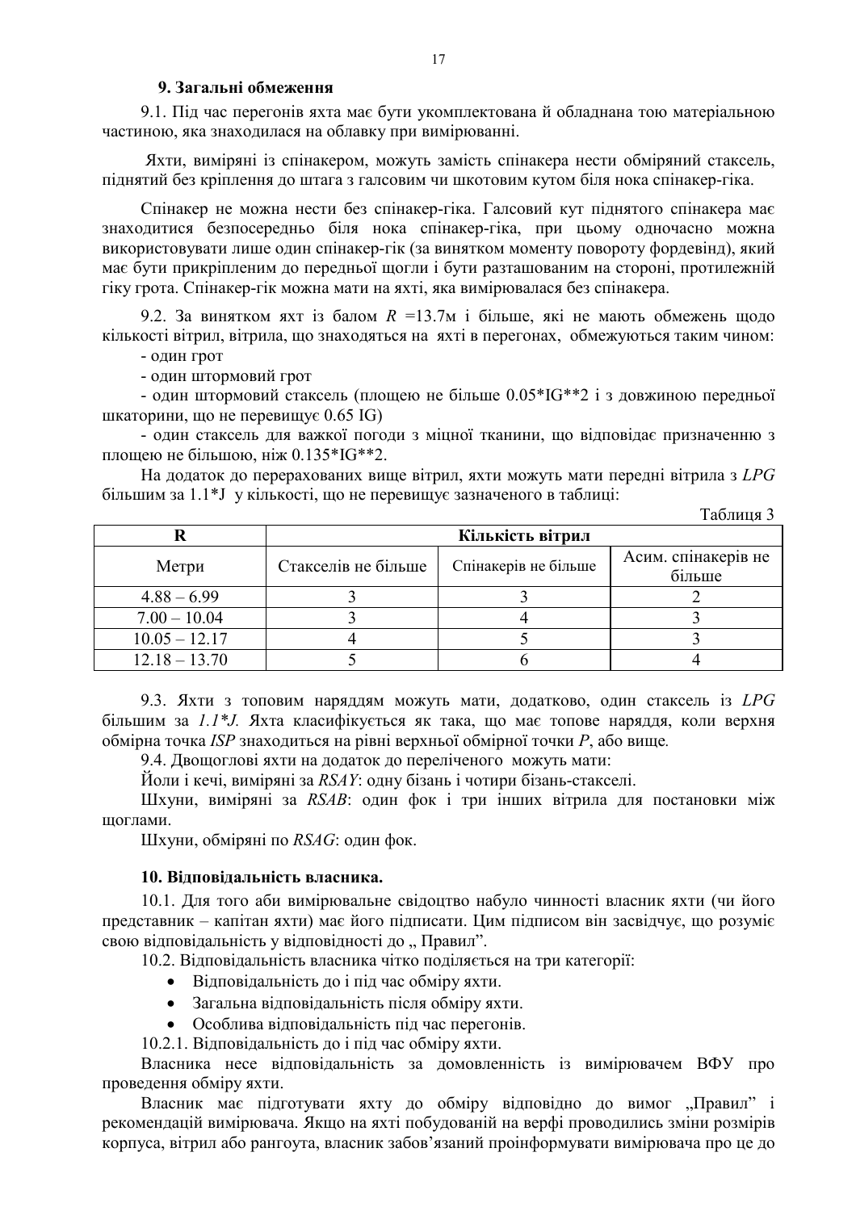### 9. Загальні обмеження

9.1. Під час перегонів яхта має бути укомплектована й обладнана тою матеріальною частиною, яка знаходилася на облавку при вимірюванні.

Яхти, виміряні із спінакером, можуть замість спінакера нести обміряний стаксель, піднятий без кріплення до штага з галсовим чи шкотовим кутом біля нока спінакер-гіка.

Спінакер не можна нести без спінакер-гіка. Галсовий кут піднятого спінакера має знаходитися безпосередньо біля нока спінакер-гіка, при цьому одночасно можна використовувати лише один спінакер-гік (за винятком моменту повороту фордевінд), який має бути прикріпленим до передньої щогли і бути разташованим на стороні, протилежній гіку грота. Спінакер-гік можна мати на яхті, яка вимірювалася без спінакера.

9.2. За винятком яхт із балом *R* =13.7м і більше, які не мають обмежень щодо кількості вітрил, вітрила, що знаходяться на яхті в перегонах, обмежуються таким чином:

- один грот
- один штормовий грот
- один штормовий стаксель (площею не більше 0.05*IG**2 і з довжиною передньої шкаторини, що не перевищує 0.65 IG)
- один стаксель для важкої погоди з міцної тканини, що відповідає призначенню з площею не більшою, ніж 0.135*IG**2.

На додаток до перерахованих вище вітрил, яхти можуть мати передні вітрила з *LPG* більшим за 1.1*J у кількості, що не перевищує зазначеного в таблиці:

Таблиця 3

| R | Кількість вітрил | | |
|---|---|---|---|
| Метри | Стакселів не більше | Спінакерів не більше | Асим. спінакерів не більше |
| 4.88 – 6.99 | 3 | 3 | 2 |
| 7.00 – 10.04 | 3 | 4 | 3 |
| 10.05 – 12.17 | 4 | 5 | 3 |
| 12.18 – 13.70 | 5 | 6 | 4 |

9.3. Яхти з топовим наряддям можуть мати, додатково, один стаксель із *LPG* більшим за *1.1*J.* Яхта класифікується як така, що має топове наряддя, коли верхня обмірна точка *ISP* знаходиться на рівні верхньої обмірної точки *P*, або вище.

9.4. Двощоглові яхти на додаток до переліченого можуть мати:

Йоли і кечі, виміряні за *RSAY*: одну бізань і чотири бізань-стакселі.

Шхуни, виміряні за *RSAB*: один фок і три інших вітрила для постановки між щоглами.

Шхуни, обміряні по *RSAG*: один фок.

### 10. Відповідальність власника.

10.1. Для того аби вимірювальне свідоцтво набуло чинності власник яхти (чи його представник – капітан яхти) має його підписати. Цим підписом він засвідчує, що розуміє свою відповідальність у відповідності до „ Правил".

10.2. Відповідальність власника чітко поділяється на три категорії:

- Відповідальність до і під час обміру яхти.
- Загальна відповідальність після обміру яхти.
- Особлива відповідальність під час перегонів.

10.2.1. Відповідальність до і під час обміру яхти.

Власника несе відповідальність за домовленність із вимірювачем ВФУ про проведення обміру яхти.

Власник має підготувати яхту до обміру відповідно до вимог „Правил" і рекомендацій вимірювача. Якщо на яхті побудованій на верфі проводились зміни розмірів корпуса, вітрил або рангоута, власник забов'язаний проінформувати вимірювача про це до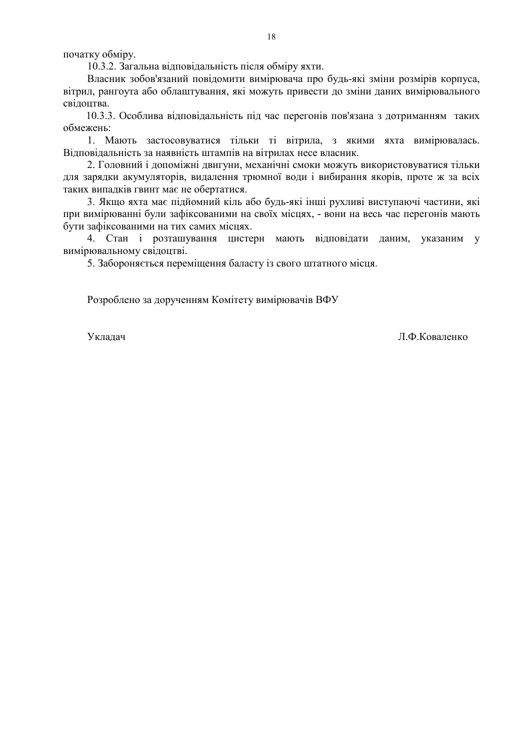початку обміру.

10.3.2. Загальна відповідальність після обміру яхти.

Власник зобов'язаний повідомити вимірювача про будь-які зміни розмірів корпуса, вітрил, рангоута або облаштування, які можуть привести до зміни даних вимірювального свідоцтва.

10.3.3. Особлива відповідальність під час перегонів пов'язана з дотриманням таких обмежень:

1. Мають застосовуватися тільки ті вітрила, з якими яхта вимірювалась. Відповідальність за наявність штампів на вітрилах несе власник.

2. Головний і допоміжні двигуни, механічні смоки можуть використовуватися тільки для зарядки акумуляторів, видалення трюмної води і вибирання якорів, проте ж за всіх таких випадків гвинт має не обертатися.

3. Якщо яхта має підйомний кіль або будь-які інші рухливі виступаючі частини, які при вимірюванні були зафіксованими на своїх місцях, - вони на весь час перегонів мають бути зафіксованими на тих самих місцях.

4. Стан і розташування цистерн мають відповідати даним, указаним у вимірювальному свідоцтві.

5. Забороняється переміщення баласту із свого штатного місця.

Розроблено за дорученням Комітету вимірювачів ВФУ

Укладач Л.Ф.Коваленко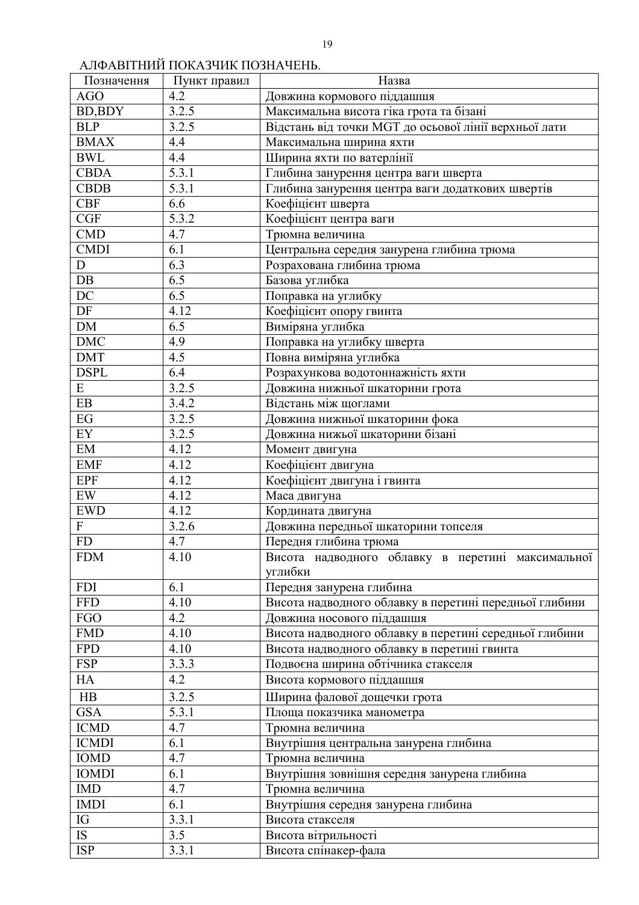АЛФАВІТНИЙ ПОКАЗЧИК ПОЗНАЧЕНЬ.

| Позначення | Пункт правил | Назва |
|---|---|---|
| AGO | 4.2 | Довжина кормового піддашшя |
| BD,BDY | 3.2.5 | Максимальна висота гіка грота та бізані |
| BLP | 3.2.5 | Відстань від точки MGT до осьової лінії верхньої лати |
| BMAX | 4.4 | Максимальна ширина яхти |
| BWL | 4.4 | Ширина яхти по ватерлінії |
| CBDA | 5.3.1 | Глибина занурення центра ваги шверта |
| CBDB | 5.3.1 | Глибина занурення центра ваги додаткових швертів |
| CBF | 6.6 | Коефіцієнт шверта |
| CGF | 5.3.2 | Коефіцієнт центра ваги |
| CMD | 4.7 | Трюмна величина |
| CMDI | 6.1 | Центральна середня занурена глибина трюма |
| D | 6.3 | Розрахована глибина трюма |
| DB | 6.5 | Базова углибка |
| DC | 6.5 | Поправка на углибку |
| DF | 4.12 | Коефіцієнт опору гвинта |
| DM | 6.5 | Виміряна углибка |
| DMC | 4.9 | Поправка на углибку шверта |
| DMT | 4.5 | Повна виміряна углибка |
| DSPL | 6.4 | Розрахункова водотоннажність яхти |
| E | 3.2.5 | Довжина нижньої шкаторини грота |
| EB | 3.4.2 | Відстань між щоглами |
| EG | 3.2.5 | Довжина нижньої шкаторини фока |
| EY | 3.2.5 | Довжина нижьої шкаторини бізані |
| EM | 4.12 | Момент двигуна |
| EMF | 4.12 | Коефіцієнт двигуна |
| EPF | 4.12 | Коефіцієнт двигуна і гвинта |
| EW | 4.12 | Маса двигуна |
| EWD | 4.12 | Кордината двигуна |
| F | 3.2.6 | Довжина передньої шкаторини топселя |
| FD | 4.7 | Передня глибина трюма |
| FDM | 4.10 | Висота надводного облавку в перетині максимальної углибки |
| FDI | 6.1 | Передня занурена глибина |
| FFD | 4.10 | Висота надводного облавку в перетині передньої глибини |
| FGO | 4.2 | Довжина носового піддашшя |
| FMD | 4.10 | Висота надводного облавку в перетині середньої глибини |
| FPD | 4.10 | Висота надводного облавку в перетині гвинта |
| FSP | 3.3.3 | Подвоєна ширина обтічника стакселя |
| HA | 4.2 | Висота кормового піддашшя |
| HB | 3.2.5 | Ширина фалової дощечки грота |
| GSA | 5.3.1 | Площа показчика манометра |
| ICMD | 4.7 | Трюмна величина |
| ICMDI | 6.1 | Внутрішня центральна занурена глибина |
| IOMD | 4.7 | Трюмна величина |
| IOMDI | 6.1 | Внутрішня зовнішня середня занурена глибина |
| IMD | 4.7 | Трюмна величина |
| IMDI | 6.1 | Внутрішня середня занурена глибина |
| IG | 3.3.1 | Висота стакселя |
| IS | 3.5 | Висота вітрильності |
| ISP | 3.3.1 | Висота спінакер-фала |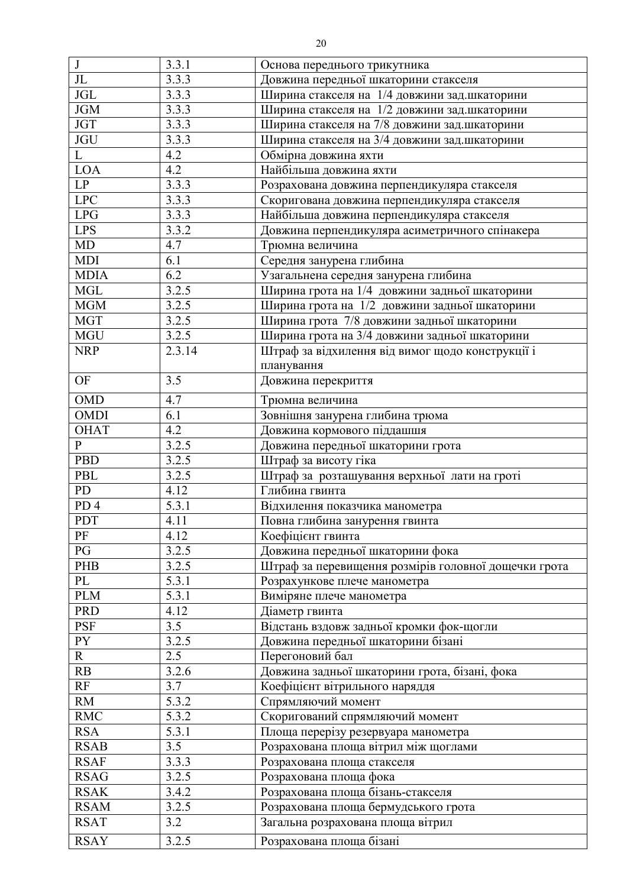| J | 3.3.1 | Основа переднього трикутника |
|---|---|---|
| JL | 3.3.3 | Довжина передньої шкаторини стакселя |
| JGL | 3.3.3 | Ширина стакселя на 1/4 довжини зад.шкаторини |
| JGM | 3.3.3 | Ширина стакселя на 1/2 довжини зад.шкаторини |
| JGT | 3.3.3 | Ширина стакселя на 7/8 довжини зад.шкаторини |
| JGU | 3.3.3 | Ширина стакселя на 3/4 довжини зад.шкаторини |
| L | 4.2 | Обмірна довжина яхти |
| LOA | 4.2 | Найбільша довжина яхти |
| LP | 3.3.3 | Розрахована довжина перпендикуляра стакселя |
| LPC | 3.3.3 | Скоригована довжина перпендикуляра стакселя |
| LPG | 3.3.3 | Найбільша довжина перпендикуляра стакселя |
| LPS | 3.3.2 | Довжина перпендикуляра асиметричного спінакера |
| MD | 4.7 | Трюмна величина |
| MDI | 6.1 | Середня занурена глибина |
| MDIA | 6.2 | Узагальнена середня занурена глибина |
| MGL | 3.2.5 | Ширина грота на 1/4 довжини задньої шкаторини |
| MGM | 3.2.5 | Ширина грота на 1/2 довжини задньої шкаторини |
| MGT | 3.2.5 | Ширина грота 7/8 довжини задньої шкаторини |
| MGU | 3.2.5 | Ширина грота на 3/4 довжини задньої шкаторини |
| NRP | 2.3.14 | Штраф за відхилення від вимог щодо конструкції і планування |
| OF | 3.5 | Довжина перекриття |
| OMD | 4.7 | Трюмна величина |
| OMDI | 6.1 | Зовнішня занурена глибина трюма |
| OHAT | 4.2 | Довжина кормового піддашшя |
| P | 3.2.5 | Довжина передньої шкаторини грота |
| PBD | 3.2.5 | Штраф за висоту гіка |
| PBL | 3.2.5 | Штраф за розташування верхньої лати на гроті |
| PD | 4.12 | Глибина гвинта |
| PD 4 | 5.3.1 | Відхилення показчика манометра |
| PDT | 4.11 | Повна глибина занурення гвинта |
| PF | 4.12 | Коефіцієнт гвинта |
| PG | 3.2.5 | Довжина передньої шкаторини фока |
| PHB | 3.2.5 | Штраф за перевищення розмірів головної дощечки грота |
| PL | 5.3.1 | Розрахункове плече манометра |
| PLM | 5.3.1 | Виміряне плече манометра |
| PRD | 4.12 | Діаметр гвинта |
| PSF | 3.5 | Відстань вздовж задньої кромки фок-щогли |
| PY | 3.2.5 | Довжина передньої шкаторини бізані |
| R | 2.5 | Перегоновий бал |
| RB | 3.2.6 | Довжина задньої шкаторини грота, бізані, фока |
| RF | 3.7 | Коефіцієнт вітрильного наряддя |
| RM | 5.3.2 | Спрямляючий момент |
| RMC | 5.3.2 | Скоригований спрямляючий момент |
| RSA | 5.3.1 | Площа перерізу резервуара манометра |
| RSAB | 3.5 | Розрахована площа вітрил між щоглами |
| RSAF | 3.3.3 | Розрахована площа стакселя |
| RSAG | 3.2.5 | Розрахована площа фока |
| RSAK | 3.4.2 | Розрахована площа бізань-стакселя |
| RSAM | 3.2.5 | Розрахована площа бермудського грота |
| RSAT | 3.2 | Загальна розрахована площа вітрил |
| RSAY | 3.2.5 | Розрахована площа бізані |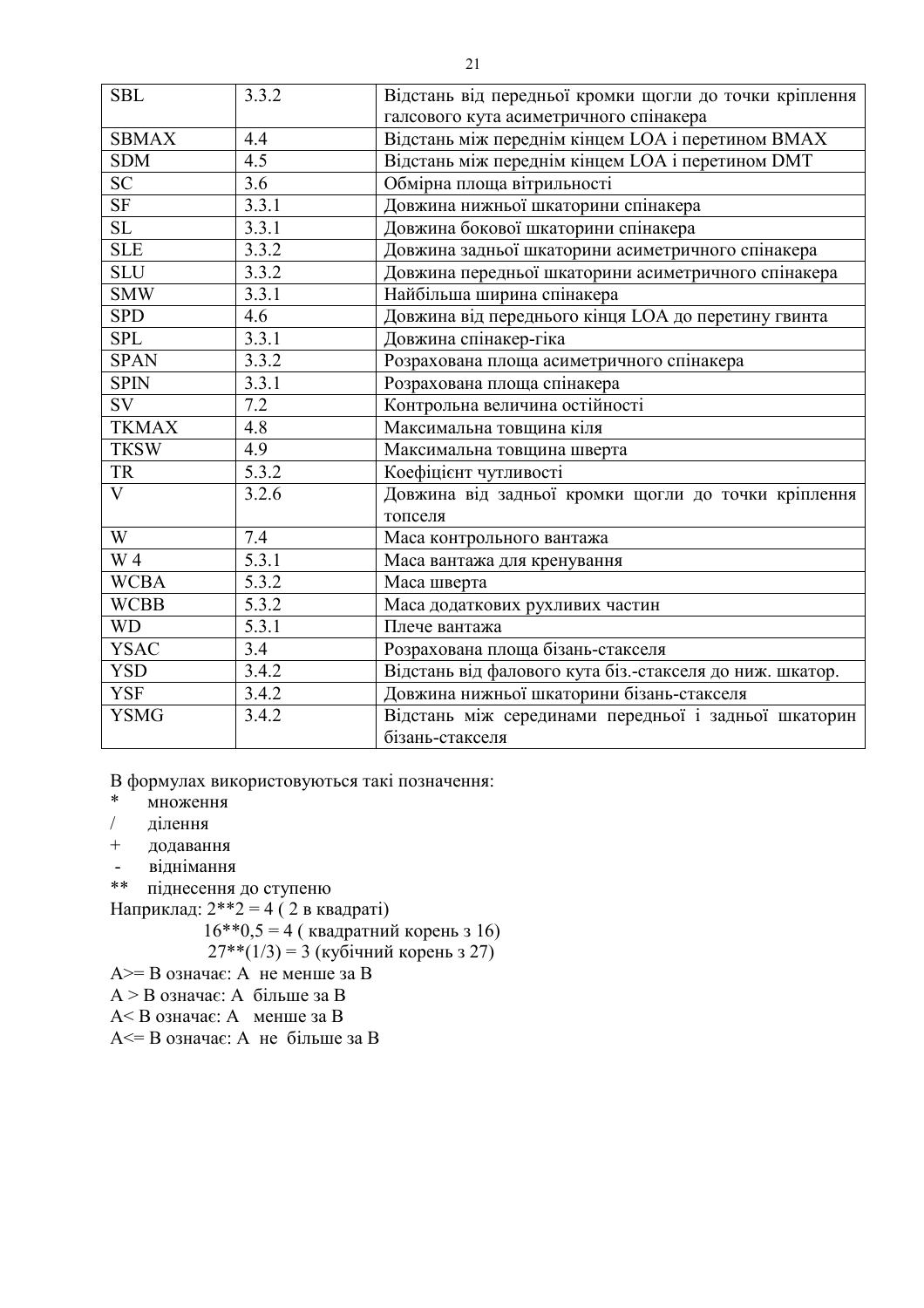| SBL | 3.3.2 | Відстань від передньої кромки щогли до точки кріплення галсового кута асиметричного спінакера |
|---|---|---|
| SBMAX | 4.4 | Відстань між переднім кінцем LOA і перетином BMAX |
| SDM | 4.5 | Відстань між переднім кінцем LOA і перетином DMT |
| SC | 3.6 | Обмірна площа вітрильності |
| SF | 3.3.1 | Довжина нижньої шкаторини спінакера |
| SL | 3.3.1 | Довжина бокової шкаторини спінакера |
| SLE | 3.3.2 | Довжина задньої шкаторини асиметричного спінакера |
| SLU | 3.3.2 | Довжина передньої шкаторини асиметричного спінакера |
| SMW | 3.3.1 | Найбільша ширина спінакера |
| SPD | 4.6 | Довжина від переднього кінця LOA до перетину гвинта |
| SPL | 3.3.1 | Довжина спінакер-гіка |
| SPAN | 3.3.2 | Розрахована площа асиметричного спінакера |
| SPIN | 3.3.1 | Розрахована площа спінакера |
| SV | 7.2 | Контрольна величина остійності |
| TKMAX | 4.8 | Максимальна товщина кіля |
| TKSW | 4.9 | Максимальна товщина шверта |
| TR | 5.3.2 | Коефіцієнт чутливості |
| V | 3.2.6 | Довжина від задньої кромки щогли до точки кріплення топселя |
| W | 7.4 | Маса контрольного вантажа |
| W 4 | 5.3.1 | Маса вантажа для кренування |
| WCBA | 5.3.2 | Маса шверта |
| WCBB | 5.3.2 | Маса додаткових рухливих частин |
| WD | 5.3.1 | Плече вантажа |
| YSAC | 3.4 | Розрахована площа бізань-стакселя |
| YSD | 3.4.2 | Відстань від фалового кута біз.-стакселя до ниж. шкатор. |
| YSF | 3.4.2 | Довжина нижньої шкаторини бізань-стакселя |
| YSMG | 3.4.2 | Відстань між серединами передньої і задньої шкаторин бізань-стакселя |

В формулах використовуються такі позначення:

\* множення

/ ділення

\+ додавання

\- віднімання

** піднесення до ступеню

Наприклад: 2**2 = 4 ( 2 в квадраті)

16**0,5 = 4 ( квадратний корень з 16)

27**(1/3) = 3 (кубічний корень з 27)

A>= B означає: A не менше за B

A > B означає: A більше за B

A< B означає: A менше за B

A<= B означає: A не більше за B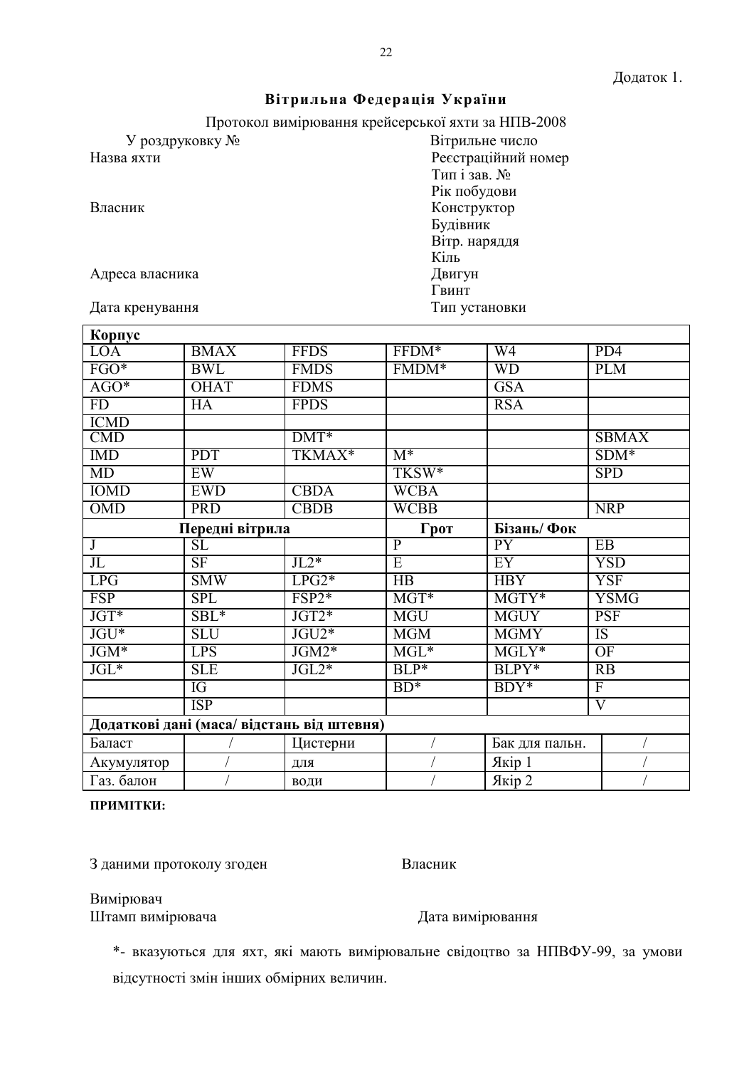Додаток 1.

## Вітрильна Федерація України

Протокол вимірювання крейсерської яхти за НПВ-2008

| | |
|---|---|
| У роздруковку № | Вітрильне число |
| Назва яхти | Реєстраційний номер |
| | Тип і зав. № |
| | Рік побудови |
| Власник | Конструктор |
| | Будівник |
| | Вітр. наряддя |
| | Кіль |
| Адреса власника | Двигун |
| | Гвинт |
| Дата кренування | Тип установки |

| **Корпус** | | | | | |
|---|---|---|---|---|---|
| LOA | BMAX | FFDS | FFDM* | W4 | PD4 |
| FGO* | BWL | FMDS | FMDM* | WD | PLM |
| AGO* | OHAT | FDMS | | GSA | |
| FD | HA | FPDS | | RSA | |
| ICMD | | | | | |
| CMD | | DMT* | | | SBMAX |
| IMD | PDT | TKMAX* | M* | | SDM* |
| MD | EW | | TKSW* | | SPD |
| IOMD | EWD | CBDA | WCBA | | |
| OMD | PRD | CBDB | WCBB | | NRP |
| **Передні вітрила** | | | **Грот** | **Бізань/ Фок** | |
| J | SL | | P | PY | EB |
| JL | SF | JL2* | E | EY | YSD |
| LPG | SMW | LPG2* | HB | HBY | YSF |
| FSP | SPL | FSP2* | MGT* | MGTY* | YSMG |
| JGT* | SBL* | JGT2* | MGU | MGUY | PSF |
| JGU* | SLU | JGU2* | MGM | MGMY | IS |
| JGM* | LPS | JGM2* | MGL* | MGLY* | OF |
| JGL* | SLE | JGL2* | BLP* | BLPY* | RB |
| | IG | | BD* | BDY* | F |
| | ISP | | | | V |
| **Додаткові дані (маса/ відстань від штевня)** | | | | | |
| Баласт | / | Цистерни | / | Бак для пальн. | / |
| Акумулятор | / | для | / | Якір 1 | / |
| Газ. балон | / | води | / | Якір 2 | / |

**ПРИМІТКИ:**

З даними протоколу згоден Власник

Вимірювач

Штамп вимірювача Дата вимірювання

*- вказуються для яхт, які мають вимірювальне свідоцтво за НПВФУ-99, за умови відсутності змін інших обмірних величин.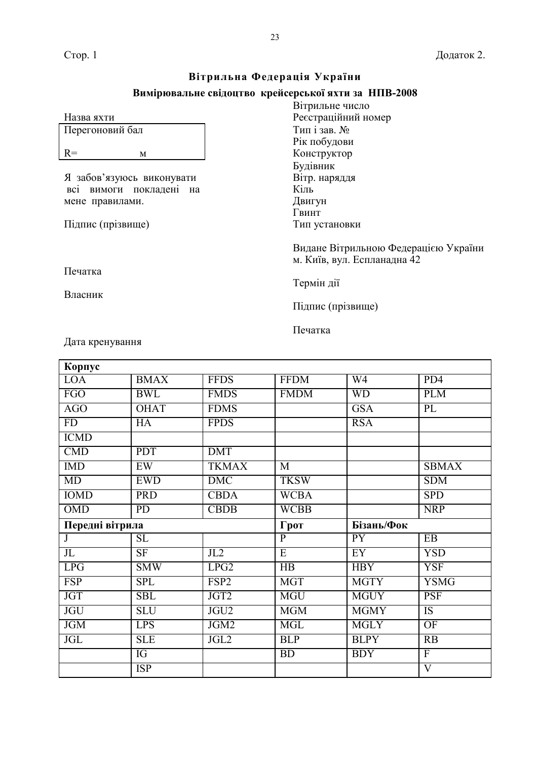Стор. 1 Додаток 2.

## Вітрильна Федерація України

### Вимірювальне свідоцтво крейсерської яхти за НПВ-2008

Назва яхти

| Перегоновий бал |
|---|
| R= м |

Я забов'язуюсь виконувати всі вимоги покладені на мене правилами.

Підпис (прізвище)

Печатка

Власник

Вітрильне число
Реєстраційний номер
Тип і зав. №
Рік побудови
Конструктор
Будівник
Вітр. наряддя
Кіль
Двигун
Гвинт
Тип установки

Видане Вітрильною Федерацією України
м. Київ, вул. Еспланадна 42

Термін дії

Підпис (прізвище)

Печатка

Дата кренування

| **Корпус** | | | | | |
|---|---|---|---|---|---|
| LOA | BMAX | FFDS | FFDM | W4 | PD4 |
| FGO | BWL | FMDS | FMDM | WD | PLM |
| AGO | OHAT | FDMS | | GSA | PL |
| FD | HA | FPDS | | RSA | |
| ICMD | | | | | |
| CMD | PDT | DMT | | | |
| IMD | EW | TKMAX | M | | SBMAX |
| MD | EWD | DMC | TKSW | | SDM |
| IOMD | PRD | CBDA | WCBA | | SPD |
| OMD | PD | CBDB | WCBB | | NRP |
| **Передні вітрила** | | | **Грот** | **Бізань/Фок** | |
| J | SL | | P | PY | EB |
| JL | SF | JL2 | E | EY | YSD |
| LPG | SMW | LPG2 | HB | HBY | YSF |
| FSP | SPL | FSP2 | MGT | MGTY | YSMG |
| JGT | SBL | JGT2 | MGU | MGUY | PSF |
| JGU | SLU | JGU2 | MGM | MGMY | IS |
| JGM | LPS | JGM2 | MGL | MGLY | OF |
| JGL | SLE | JGL2 | BLP | BLPY | RB |
| | IG | | BD | BDY | F |
| | ISP | | | | V |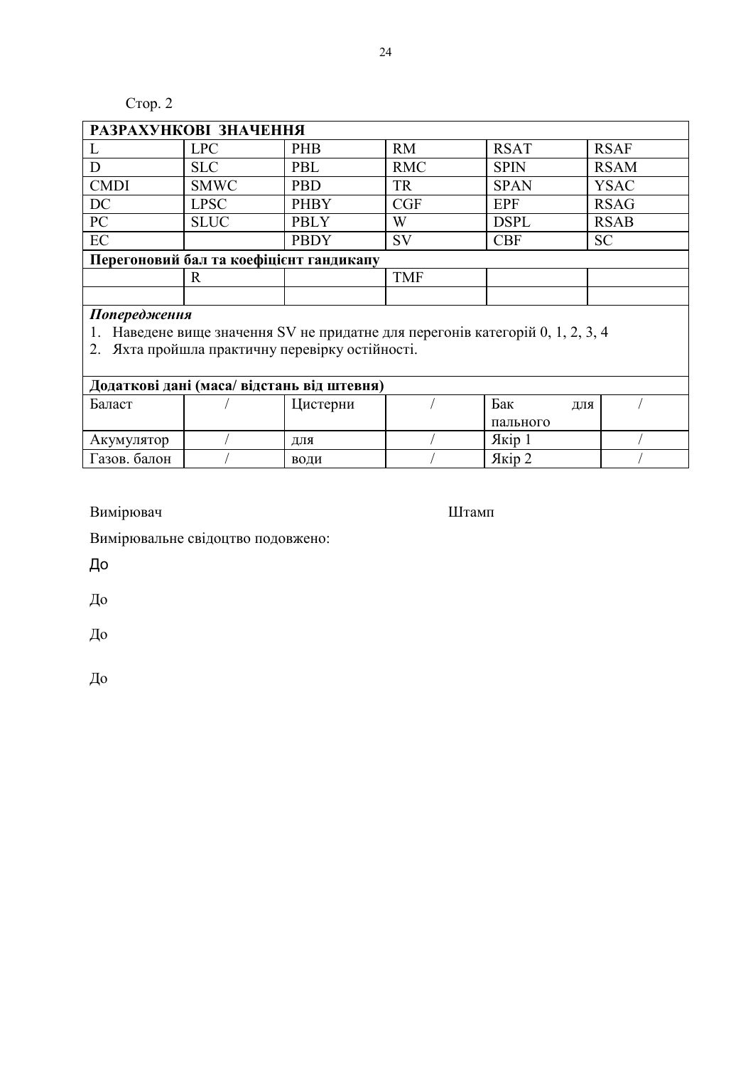Стор. 2

| РАЗРАХУНКОВІ ЗНАЧЕННЯ | | | | | |
|---|---|---|---|---|---|
| L | LPC | PHB | RM | RSAT | RSAF |
| D | SLC | PBL | RMC | SPIN | RSAM |
| CMDI | SMWC | PBD | TR | SPAN | YSAC |
| DC | LPSC | PHBY | CGF | EPF | RSAG |
| PC | SLUC | PBLY | W | DSPL | RSAB |
| EC | | PBDY | SV | CBF | SC |
| **Перегоновий бал та коефіцієнт гандикапу** | | | | | |
| | R | | TMF | | |
| | | | | | |

***Попередження***

1. Наведене вище значення SV не придатне для перегонів категорій 0, 1, 2, 3, 4
2. Яхта пройшла практичну перевірку остійності.

| **Додаткові дані (маса/ відстань від штевня)** | | | | | |
|---|---|---|---|---|---|
| Баласт | / | Цистерни | / | Бак для пального | / |
| Акумулятор | / | для | / | Якір 1 | / |
| Газов. балон | / | води | / | Якір 2 | / |

Вимірювач Штамп

Вимірювальне свідоцтво подовжено:

До

До

До

До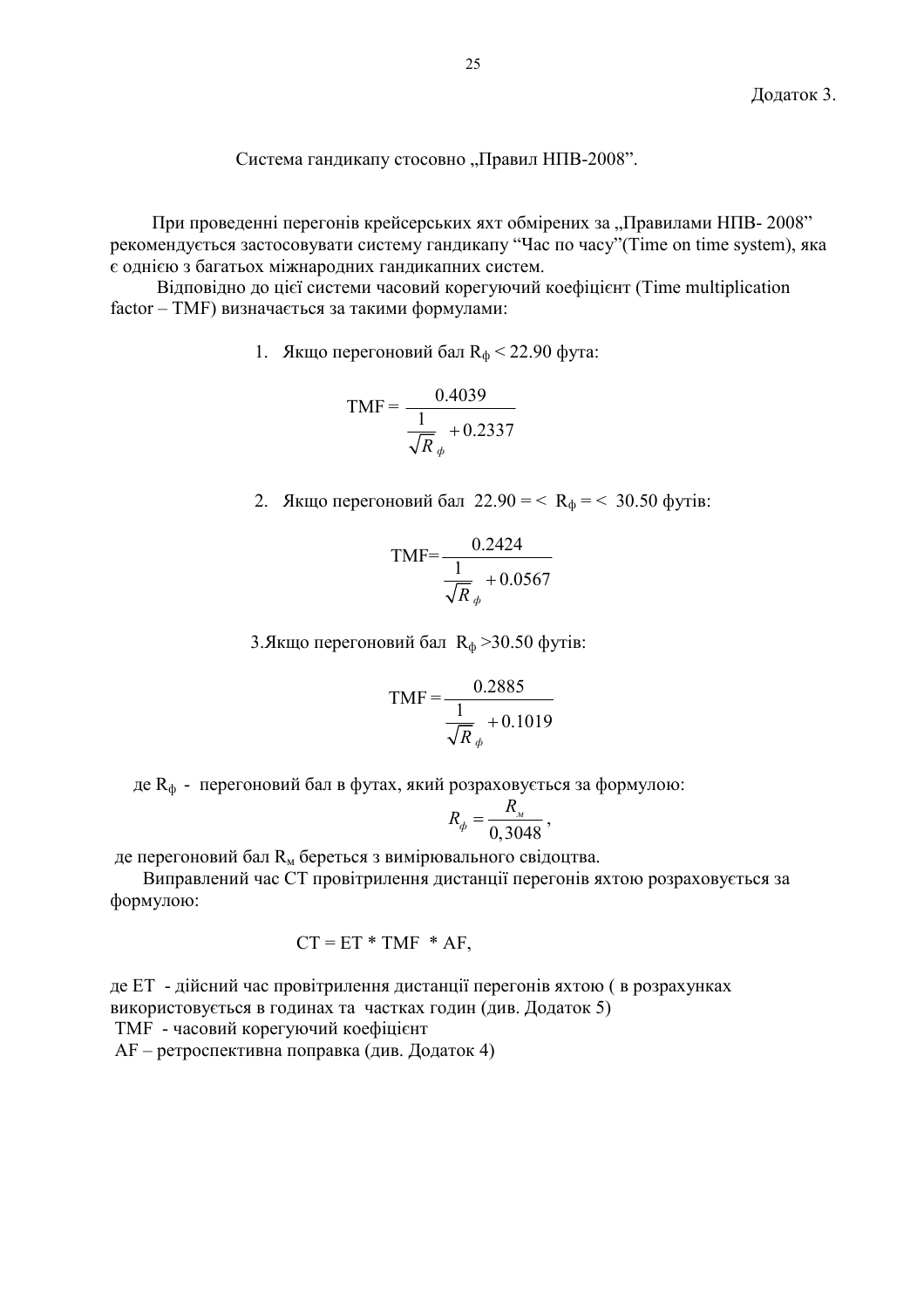Додаток 3.

Система гандикапу стосовно „Правил НПВ-2008”.

При проведенні перегонів крейсерських яхт обмірених за „Правилами НПВ- 2008” рекомендується застосовувати систему гандикапу “Час по часу”(Time on time system), яка є однією з багатьох міжнародних гандикапних систем.

Відповідно до цієї системи часовий корегуючий коефіцієнт (Time multiplication factor – TMF) визначається за такими формулами:

1. Якщо перегоновий бал $R_ф < 22.90$ фута:

$$\text{TMF} = \frac{0.4039}{\dfrac{1}{\sqrt{R_ф}} + 0.2337}$$

2. Якщо перегоновий бал $22.90 =< R_ф =< 30.50$ футів:

$$\text{TMF} = \frac{0.2424}{\dfrac{1}{\sqrt{R_ф}} + 0.0567}$$

3. Якщо перегоновий бал $R_ф > 30.50$ футів:

$$\text{TMF} = \frac{0.2885}{\dfrac{1}{\sqrt{R_ф}} + 0.1019}$$

де $R_ф$ - перегоновий бал в футах, який розраховується за формулою:

$$R_ф = \frac{R_м}{0{,}3048},$$

де перегоновий бал $R_м$ береться з вимірювального свідоцтва.

Виправлений час CT провітрилення дистанції перегонів яхтою розраховується за формулою:

$$CT = ET * TMF * AF,$$

де ET - дійсний час провітрилення дистанції перегонів яхтою ( в розрахунках використовується в годинах та частках годин (див. Додаток 5)

TMF - часовий корегуючий коефіцієнт

AF – ретроспективна поправка (див. Додаток 4)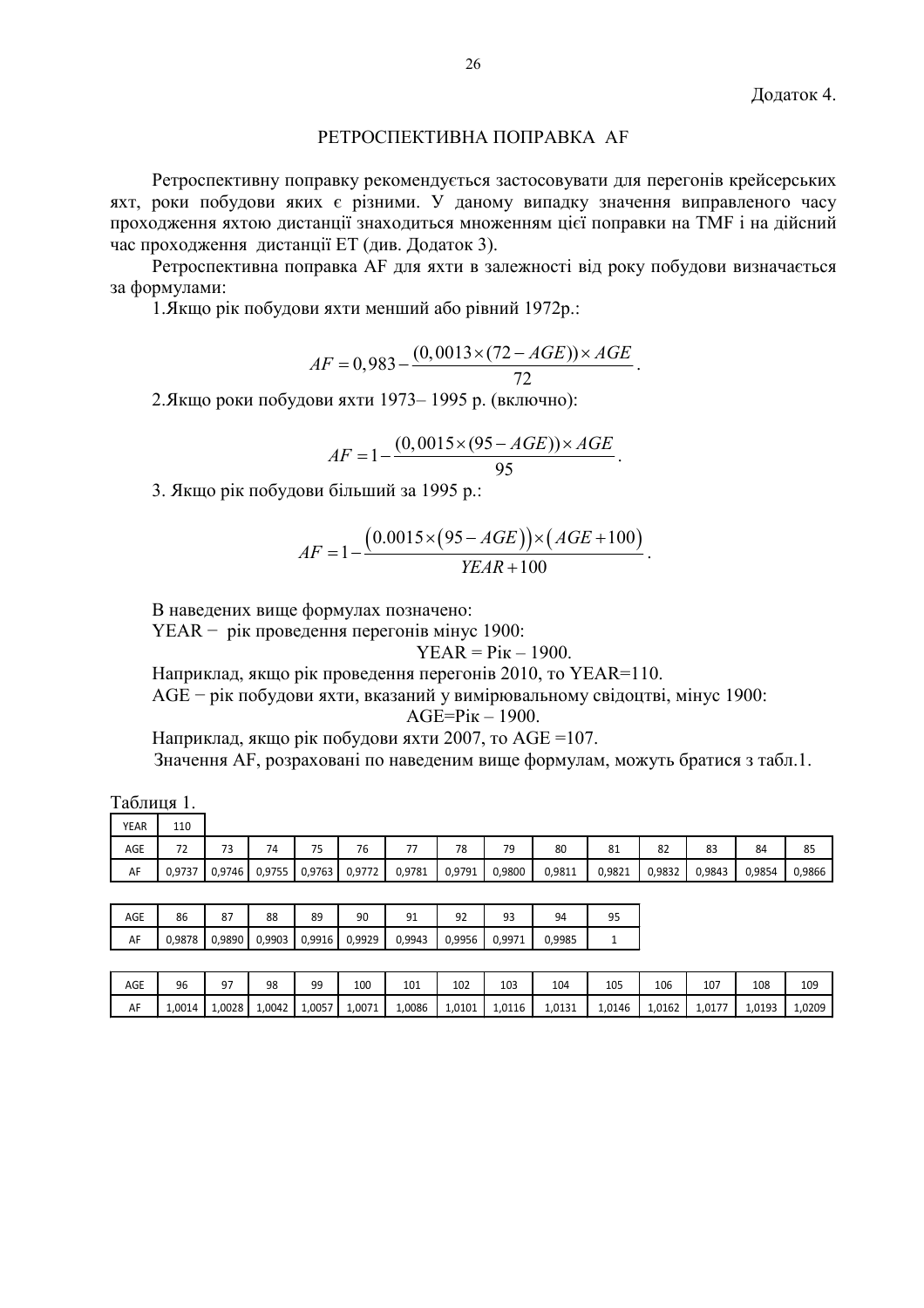Додаток 4.

## РЕТРОСПЕКТИВНА ПОПРАВКА AF

Ретроспективну поправку рекомендується застосовувати для перегонів крейсерських яхт, роки побудови яких є різними. У даному випадку значення виправленого часу проходження яхтою дистанції знаходиться множенням цієї поправки на TMF і на дійсний час проходження дистанції ET (див. Додаток 3).

Ретроспективна поправка AF для яхти в залежності від року побудови визначається за формулами:

1.Якщо рік побудови яхти менший або рівний 1972р.:

$$AF = 0,983 - \frac{(0,0013 \times (72 - AGE)) \times AGE}{72}.$$

2.Якщо роки побудови яхти 1973– 1995 р. (включно):

$$AF = 1 - \frac{(0,0015 \times (95 - AGE)) \times AGE}{95}.$$

3. Якщо рік побудови більший за 1995 р.:

$$AF = 1 - \frac{\left(0.0015 \times \left(95 - AGE\right)\right) \times \left(AGE + 100\right)}{YEAR + 100}.$$

В наведених вище формулах позначено:

YEAR − рік проведення перегонів мінус 1900:

$$YEAR = Рік – 1900.$$

Наприклад, якщо рік проведення перегонів 2010, то YEAR=110.

AGE − рік побудови яхти, вказаний у вимірювальному свідоцтві, мінус 1900:

$$AGE=Рік – 1900.$$

Наприклад, якщо рік побудови яхти 2007, то AGE =107.

Значення AF, розраховані по наведеним вище формулам, можуть братися з табл.1.

Таблиця 1.

| YEAR | 110 | | | | | | | | | | | | | |
|---|---|---|---|---|---|---|---|---|---|---|---|---|---|---|
| AGE | 72 | 73 | 74 | 75 | 76 | 77 | 78 | 79 | 80 | 81 | 82 | 83 | 84 | 85 |
| AF | 0,9737 | 0,9746 | 0,9755 | 0,9763 | 0,9772 | 0,9781 | 0,9791 | 0,9800 | 0,9811 | 0,9821 | 0,9832 | 0,9843 | 0,9854 | 0,9866 |

| AGE | 86 | 87 | 88 | 89 | 90 | 91 | 92 | 93 | 94 | 95 |
|---|---|---|---|---|---|---|---|---|---|---|
| AF | 0,9878 | 0,9890 | 0,9903 | 0,9916 | 0,9929 | 0,9943 | 0,9956 | 0,9971 | 0,9985 | 1 |

| AGE | 96 | 97 | 98 | 99 | 100 | 101 | 102 | 103 | 104 | 105 | 106 | 107 | 108 | 109 |
|---|---|---|---|---|---|---|---|---|---|---|---|---|---|---|
| AF | 1,0014 | 1,0028 | 1,0042 | 1,0057 | 1,0071 | 1,0086 | 1,0101 | 1,0116 | 1,0131 | 1,0146 | 1,0162 | 1,0177 | 1,0193 | 1,0209 |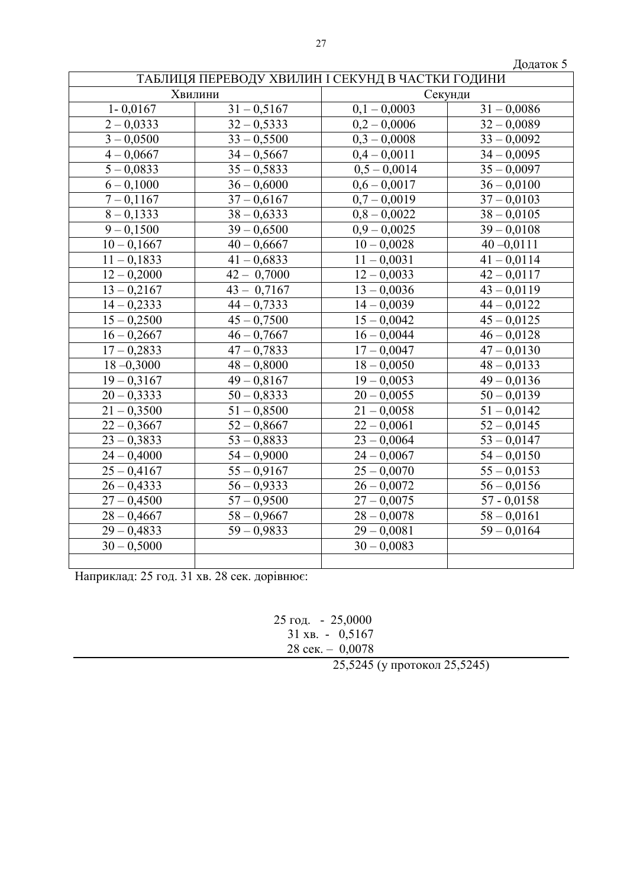Додаток 5

| ТАБЛИЦЯ ПЕРЕВОДУ ХВИЛИН І СЕКУНД В ЧАСТКИ ГОДИНИ | | | |
|---|---|---|---|
| Хвилини | | Секунди | |
| 1- 0,0167 | 31 – 0,5167 | 0,1 – 0,0003 | 31 – 0,0086 |
| 2 – 0,0333 | 32 – 0,5333 | 0,2 – 0,0006 | 32 – 0,0089 |
| 3 – 0,0500 | 33 – 0,5500 | 0,3 – 0,0008 | 33 – 0,0092 |
| 4 – 0,0667 | 34 – 0,5667 | 0,4 – 0,0011 | 34 – 0,0095 |
| 5 – 0,0833 | 35 – 0,5833 | 0,5 – 0,0014 | 35 – 0,0097 |
| 6 – 0,1000 | 36 – 0,6000 | 0,6 – 0,0017 | 36 – 0,0100 |
| 7 – 0,1167 | 37 – 0,6167 | 0,7 – 0,0019 | 37 – 0,0103 |
| 8 – 0,1333 | 38 – 0,6333 | 0,8 – 0,0022 | 38 – 0,0105 |
| 9 – 0,1500 | 39 – 0,6500 | 0,9 – 0,0025 | 39 – 0,0108 |
| 10 – 0,1667 | 40 – 0,6667 | 10 – 0,0028 | 40 –0,0111 |
| 11 – 0,1833 | 41 – 0,6833 | 11 – 0,0031 | 41 – 0,0114 |
| 12 – 0,2000 | 42 – 0,7000 | 12 – 0,0033 | 42 – 0,0117 |
| 13 – 0,2167 | 43 – 0,7167 | 13 – 0,0036 | 43 – 0,0119 |
| 14 – 0,2333 | 44 – 0,7333 | 14 – 0,0039 | 44 – 0,0122 |
| 15 – 0,2500 | 45 – 0,7500 | 15 – 0,0042 | 45 – 0,0125 |
| 16 – 0,2667 | 46 – 0,7667 | 16 – 0,0044 | 46 – 0,0128 |
| 17 – 0,2833 | 47 – 0,7833 | 17 – 0,0047 | 47 – 0,0130 |
| 18 –0,3000 | 48 – 0,8000 | 18 – 0,0050 | 48 – 0,0133 |
| 19 – 0,3167 | 49 – 0,8167 | 19 – 0,0053 | 49 – 0,0136 |
| 20 – 0,3333 | 50 – 0,8333 | 20 – 0,0055 | 50 – 0,0139 |
| 21 – 0,3500 | 51 – 0,8500 | 21 – 0,0058 | 51 – 0,0142 |
| 22 – 0,3667 | 52 – 0,8667 | 22 – 0,0061 | 52 – 0,0145 |
| 23 – 0,3833 | 53 – 0,8833 | 23 – 0,0064 | 53 – 0,0147 |
| 24 – 0,4000 | 54 – 0,9000 | 24 – 0,0067 | 54 – 0,0150 |
| 25 – 0,4167 | 55 – 0,9167 | 25 – 0,0070 | 55 – 0,0153 |
| 26 – 0,4333 | 56 – 0,9333 | 26 – 0,0072 | 56 – 0,0156 |
| 27 – 0,4500 | 57 – 0,9500 | 27 – 0,0075 | 57 - 0,0158 |
| 28 – 0,4667 | 58 – 0,9667 | 28 – 0,0078 | 58 – 0,0161 |
| 29 – 0,4833 | 59 – 0,9833 | 29 – 0,0081 | 59 – 0,0164 |
| 30 – 0,5000 | | 30 – 0,0083 | |
| | | | |

Наприклад: 25 год. 31 хв. 28 сек. дорівнює:

25 год. - 25,0000
31 хв. - 0,5167
28 сек. – 0,0078

---

25,5245 (у протокол 25,5245)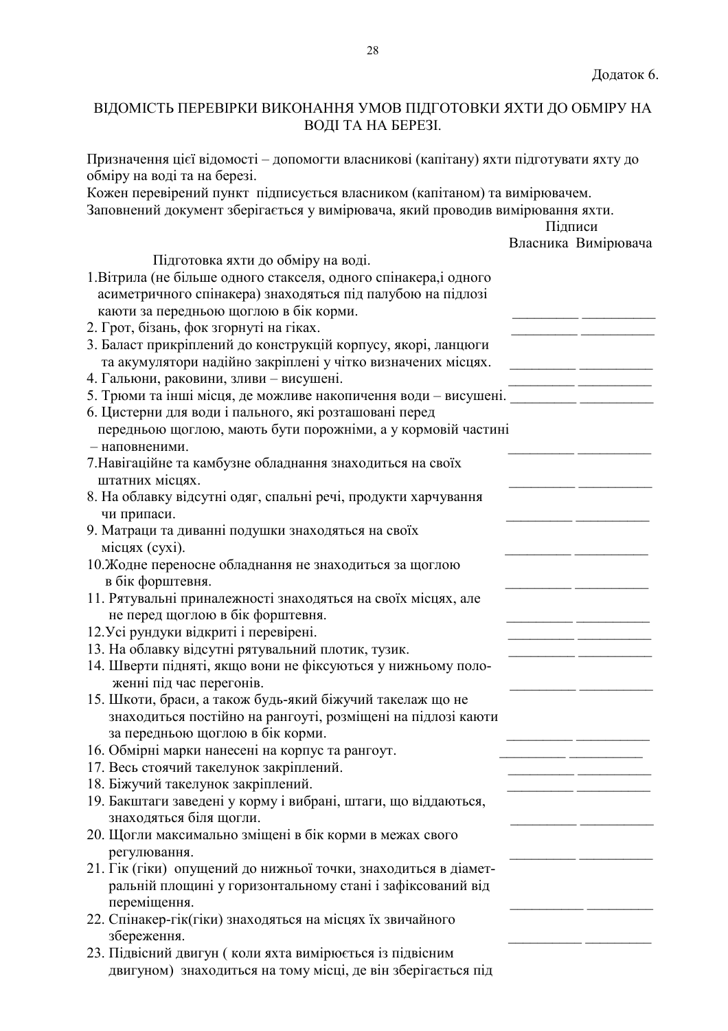Додаток 6.

# ВІДОМІСТЬ ПЕРЕВІРКИ ВИКОНАННЯ УМОВ ПІДГОТОВКИ ЯХТИ ДО ОБМІРУ НА ВОДІ ТА НА БЕРЕЗІ.

Призначення цієї відомості – допомогти власникові (капітану) яхти підготувати яхту до обміру на воді та на березі.
Кожен перевірений пункт підписується власником (капітаном) та вимірювачем.
Заповнений документ зберігається у вимірювача, який проводив вимірювання яхти.

| Підготовка яхти до обміру на воді. | Підписи Власника | Підписи Вимірювача |
|---|---|---|
| 1. Вітрила (не більше одного стакселя, одного спінакера,і одного асиметричного спінакера) знаходяться під палубою на підлозі каюти за передньою щоглою в бік корми. | _________ | __________ |
| 2. Грот, бізань, фок згорнуті на гіках. | _________ | __________ |
| 3. Баласт прикріплений до конструкцій корпусу, якорі, ланцюги та акумулятори надійно закріплені у чітко визначених місцях. | _________ | __________ |
| 4. Гальюни, раковини, зливи – висушені. | _________ | __________ |
| 5. Трюми та інші місця, де можливе накопичення води – висушені. | _________ | __________ |
| 6. Цистерни для води і пального, які розташовані перед передньою щоглою, мають бути порожніми, а у кормовій частині – наповненими. | _________ | __________ |
| 7. Навігаційне та камбузне обладнання знаходиться на своїх штатних місцях. | _________ | __________ |
| 8. На облавку відсутні одяг, спальні речі, продукти харчування чи припаси. | _________ | __________ |
| 9. Матраци та диванні подушки знаходяться на своїх місцях (сухі). | _________ | __________ |
| 10. Жодне переносне обладнання не знаходиться за щоглою в бік форштевня. | _________ | __________ |
| 11. Рятувальні приналежності знаходяться на своїх місцях, але не перед щоглою в бік форштевня. | _________ | __________ |
| 12. Усі рундуки відкриті і перевірені. | _________ | __________ |
| 13. На облавку відсутні рятувальний плотик, тузик. | _________ | __________ |
| 14. Шверти підняті, якщо вони не фіксуються у нижньому положенні під час перегонів. | _________ | __________ |
| 15. Шкоти, браси, а також будь-який біжучий такелаж що не знаходиться постійно на рангоуті, розміщені на підлозі каюти за передньою щоглою в бік корми. | _________ | __________ |
| 16. Обмірні марки нанесені на корпус та рангоут. | _________ | __________ |
| 17. Весь стоячий такелунок закріплений. | _________ | __________ |
| 18. Біжучий такелунок закріплений. | _________ | __________ |
| 19. Бакштаги заведені у корму і вибрані, штаги, що віддаються, знаходяться біля щогли. | _________ | __________ |
| 20. Щогли максимально зміщені в бік корми в межах свого регулювання. | _________ | __________ |
| 21. Гік (гіки) опущений до нижньої точки, знаходиться в діаметральній площині у горизонтальному стані і зафіксований від переміщення. | _________ | __________ |
| 22. Спінакер-гік(гіки) знаходяться на місцях їх звичайного збереження. | _________ | __________ |
| 23. Підвісний двигун ( коли яхта вимірюється із підвісним двигуном) знаходиться на тому місці, де він зберігається під | | |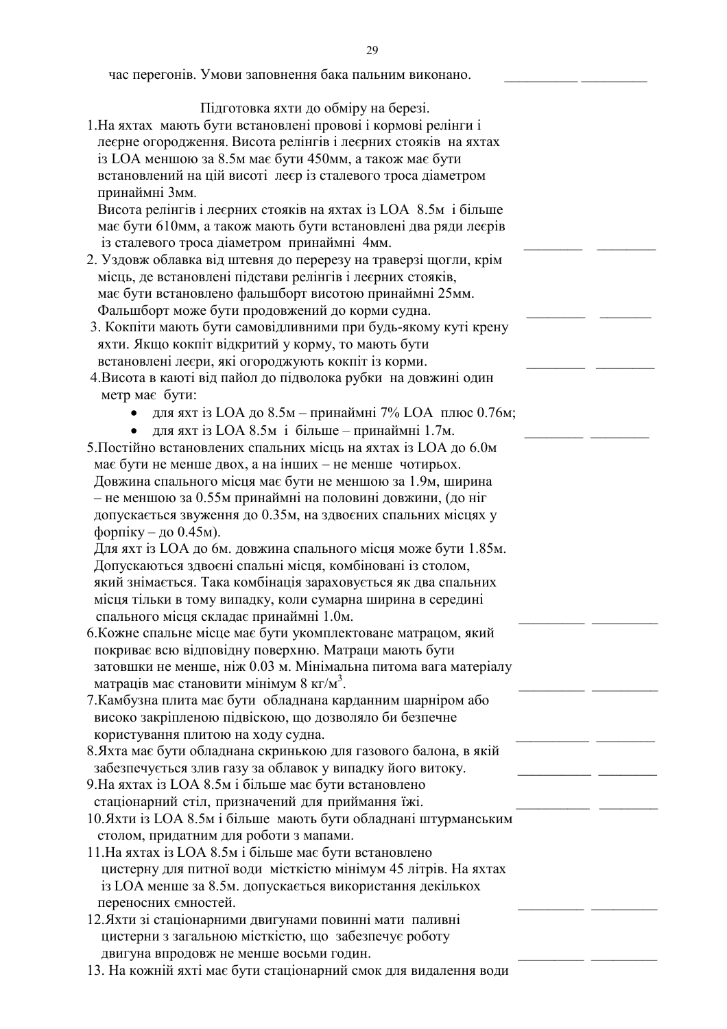час перегонів. Умови заповнення бака пальним виконано. __________ _________

Підготовка яхти до обміру на березі.

1. На яхтах мають бути встановлені провові і кормові релінги і леєрне огородження. Висота релінгів і леєрних стояків на яхтах із LOA меншою за 8.5м має бути 450мм, а також має бути встановлений на цій висоті леєр із сталевого троса діаметром принаймні 3мм.
   Висота релінгів і леєрних стояків на яхтах із LOA 8.5м і більше має бути 610мм, а також мають бути встановлені два ряди леєрів із сталевого троса діаметром принаймні 4мм. ________ ________
2. Уздовж облавка від штевня до перерезу на траверзі щогли, крім місць, де встановлені підстави релінгів і леєрних стояків, має бути встановлено фальшборт висотою принаймні 25мм. Фальшборт може бути продовжений до корми судна. ________ _______
3. Кокпіти мають бути самовідливними при будь-якому куті крену яхти. Якщо кокпіт відкритий у корму, то мають бути встановлені леєри, які огороджують кокпіт із корми. ________ ________
4. Висота в каюті від пайол до підволока рубки на довжині один метр має бути:
   - для яхт із LOA до 8.5м – принаймні 7% LOA плюс 0.76м;
   - для яхт із LOA 8.5м і більше – принаймні 1.7м. ________ ________
5. Постійно встановлених спальних місць на яхтах із LOA до 6.0м має бути не менше двох, а на інших – не менше чотирьох. Довжина спального місця має бути не меншою за 1.9м, ширина – не меншою за 0.55м принаймні на половині довжини, (до ніг допускається звуження до 0.35м, на здвоєних спальних місцях у форпіку – до 0.45м).
   Для яхт із LOA до 6м. довжина спального місця може бути 1.85м. Допускаються здвоєні спальні місця, комбіновані із столом, який знімається. Така комбінація зараховується як два спальних місця тільки в тому випадку, коли сумарна ширина в середині спального місця складає принаймні 1.0м. _________ _________
6. Кожне спальне місце має бути укомплектоване матрацом, який покриває всю відповідну поверхню. Матраци мають бути затовшки не менше, ніж 0.03 м. Мінімальна питома вага матеріалу матраців має становити мінімум 8 кг/м$^3$. _________ _________
7. Камбузна плита має бути обладнана карданним шарніром або високо закріпленою підвіскою, що дозволяло би безпечне користування плитою на ходу судна. __________ ________
8. Яхта має бути обладнана скринькою для газового балона, в якій забезпечується злив газу за облавок у випадку його витоку. __________ ________
9. На яхтах із LOA 8.5м і більше має бути встановлено стаціонарний стіл, призначений для приймання їжі. __________ ________
10. Яхти із LOA 8.5м і більше мають бути обладнані штурманським столом, придатним для роботи з мапами.
11. На яхтах із LOA 8.5м і більше має бути встановлено цистерну для питної води місткістю мінімум 45 літрів. На яхтах із LOA менше за 8.5м. допускається використання декількох переносних ємностей. _________ _________
12. Яхти зі стаціонарними двигунами повинні мати паливні цистерни з загальною місткістю, що забезпечує роботу двигуна впродовж не менше восьми годин. _________ _________
13. На кожній яхті має бути стаціонарний смок для видалення води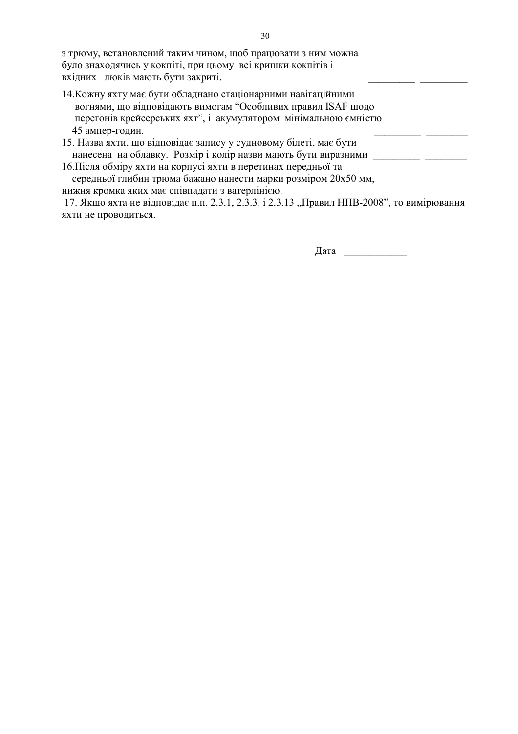з трюму, встановлений таким чином, щоб працювати з ним можна було знаходячись у кокпіті, при цьому всі кришки кокпітів і вхідних люків мають бути закриті. _________ _________

14.Кожну яхту має бути обладнано стаціонарними навігаційними вогнями, що відповідають вимогам "Особливих правил ISAF щодо перегонів крейсерських яхт", і акумулятором мінімальною ємністю 45 ампер-годин. _________ ________

15. Назва яхти, що відповідає запису у судновому білеті, має бути нанесена на облавку. Розмір і колір назви мають бути виразними _________ ________

16.Після обміру яхти на корпусі яхти в перетинах передньої та середньої глибин трюма бажано нанести марки розміром 20х50 мм, нижня кромка яких має співпадати з ватерлінією.

17. Якщо яхта не відповідає п.п. 2.3.1, 2.3.3. і 2.3.13 „Правил НПВ-2008", то вимірювання яхти не проводиться.

Дата ____________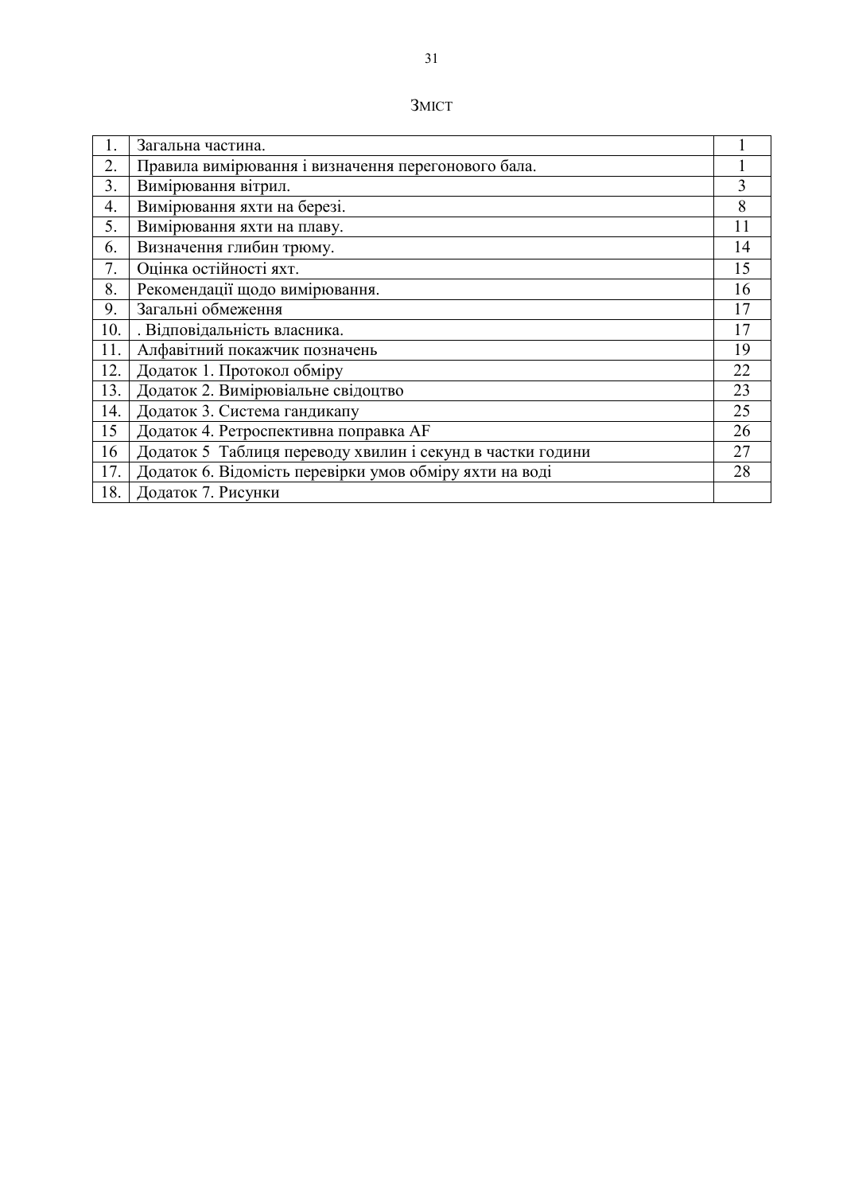# Зміст

| | | |
|---|---|---|
| 1. | Загальна частина. | 1 |
| 2. | Правила вимірювання і визначення перегонового бала. | 1 |
| 3. | Вимірювання вітрил. | 3 |
| 4. | Вимірювання яхти на березі. | 8 |
| 5. | Вимірювання яхти на плаву. | 11 |
| 6. | Визначення глибин трюму. | 14 |
| 7. | Оцінка остійності яхт. | 15 |
| 8. | Рекомендації щодо вимірювання. | 16 |
| 9. | Загальні обмеження | 17 |
| 10. | . Відповідальність власника. | 17 |
| 11. | Алфавітний покажчик позначень | 19 |
| 12. | Додаток 1. Протокол обміру | 22 |
| 13. | Додаток 2. Вимірювіальне свідоцтво | 23 |
| 14. | Додаток 3. Система гандикапу | 25 |
| 15 | Додаток 4. Ретроспективна поправка AF | 26 |
| 16 | Додаток 5  Таблиця переводу хвилин і секунд в частки години | 27 |
| 17. | Додаток 6. Відомість перевірки умов обміру яхти на воді | 28 |
| 18. | Додаток 7. Рисунки | |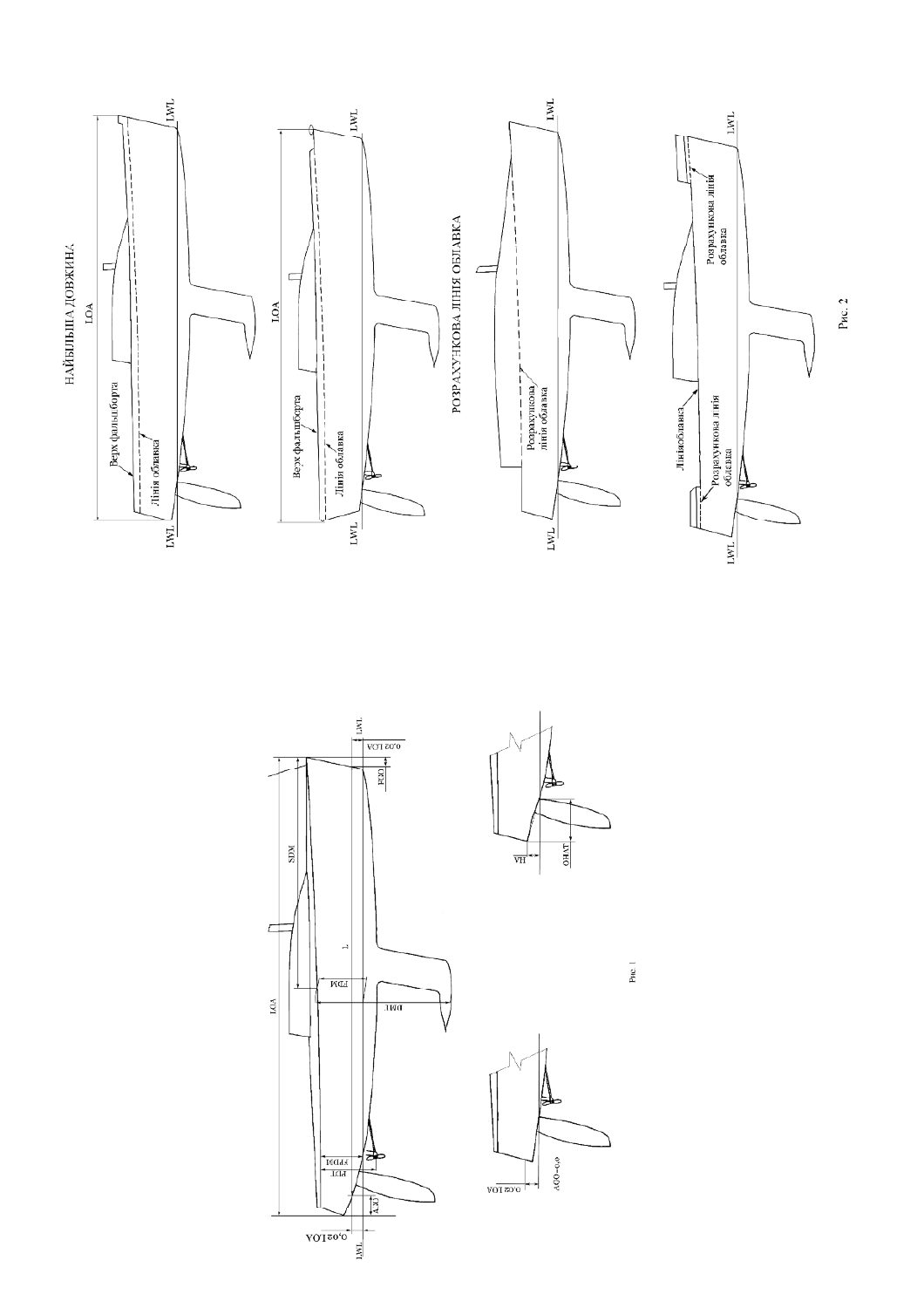НАЙБІЛЬША ДОВЖИНА

LOA

Верх фальшборта

Лінія облавка

LWL

LWL

LOA

Верх фальшборта

Лінія облавка

LWL

LWL

РОЗРАХУНКОВА ЛІНІЯ ОБЛАВКА

Розрахункова лінія облавка

LWL

LWL

Лінія облавка

Розрахункова лінія облавка

Розрахункова лінія облавка

LWL

LWL

Рис. 2

LOA

SDM

L

FDM

DME

PDT

PPDM

CCI

FOI

0,02 LOA

LWL

LWL

0,02 LOA

AGO=0,0

HI

TAGO

Рис. 1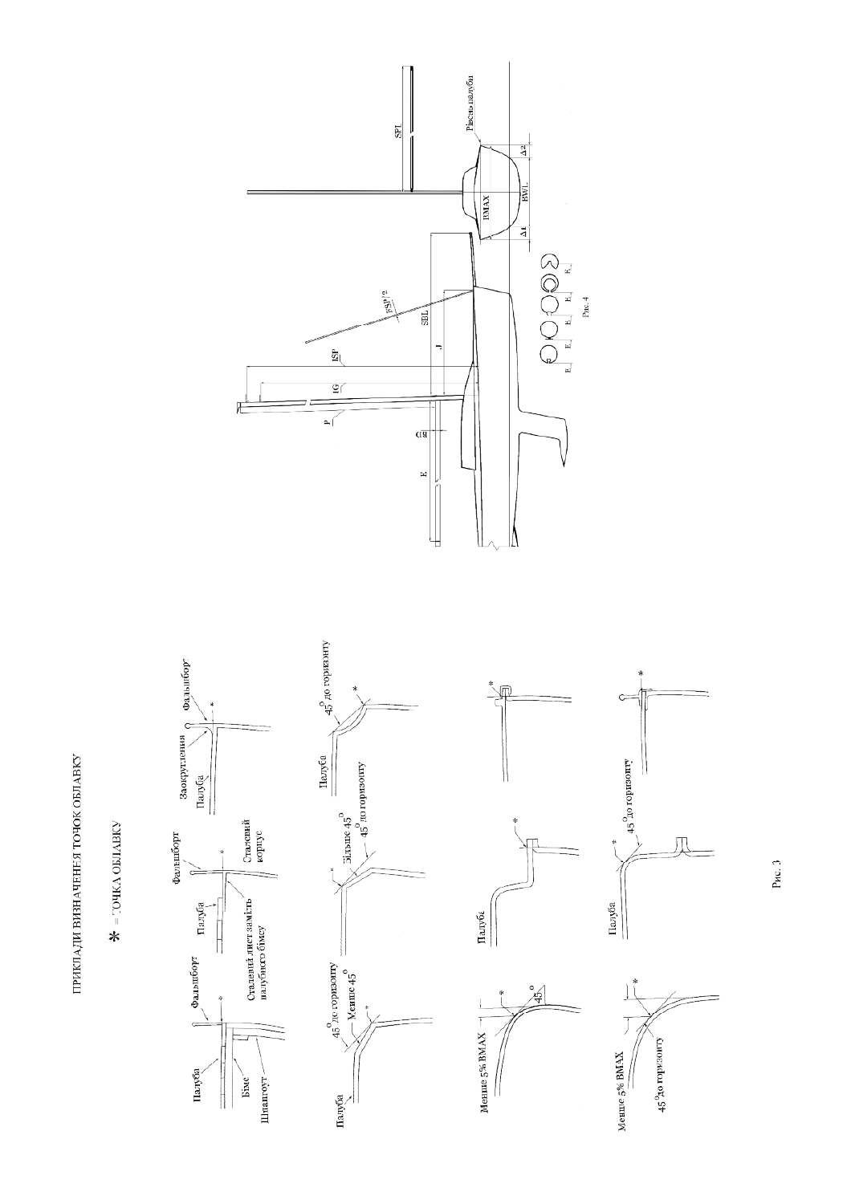ПРИКЛАДИ ВИЗНАЧЕННЯ ТОЧОК ОБЛАВКУ

* = ТОЧКА ОБЛАВКУ

Палуба

Бімс

Шпангоут

Фальшборт

Палуба

Сталевий лист замість палубного бімсу

Фальшборт

Сталевий корпус

Заокруглення

Палуба

Фальшборт

Палуба

45° до горизонту

Менше 45°

Більше 45°

45° до горизонту

Палуба

45° до горизонту

Менше 5% BMAX

45°

Палуба

Менше 5% BMAX

45° до горизонту

Палуба

45° до горизонту

Рис. 3

SPL

P

IG

ISP

J

SBL

FSP/2

E

BD

BMAX

BWL

Δ1

Δ2

Рівень палуби

E

Рис. 4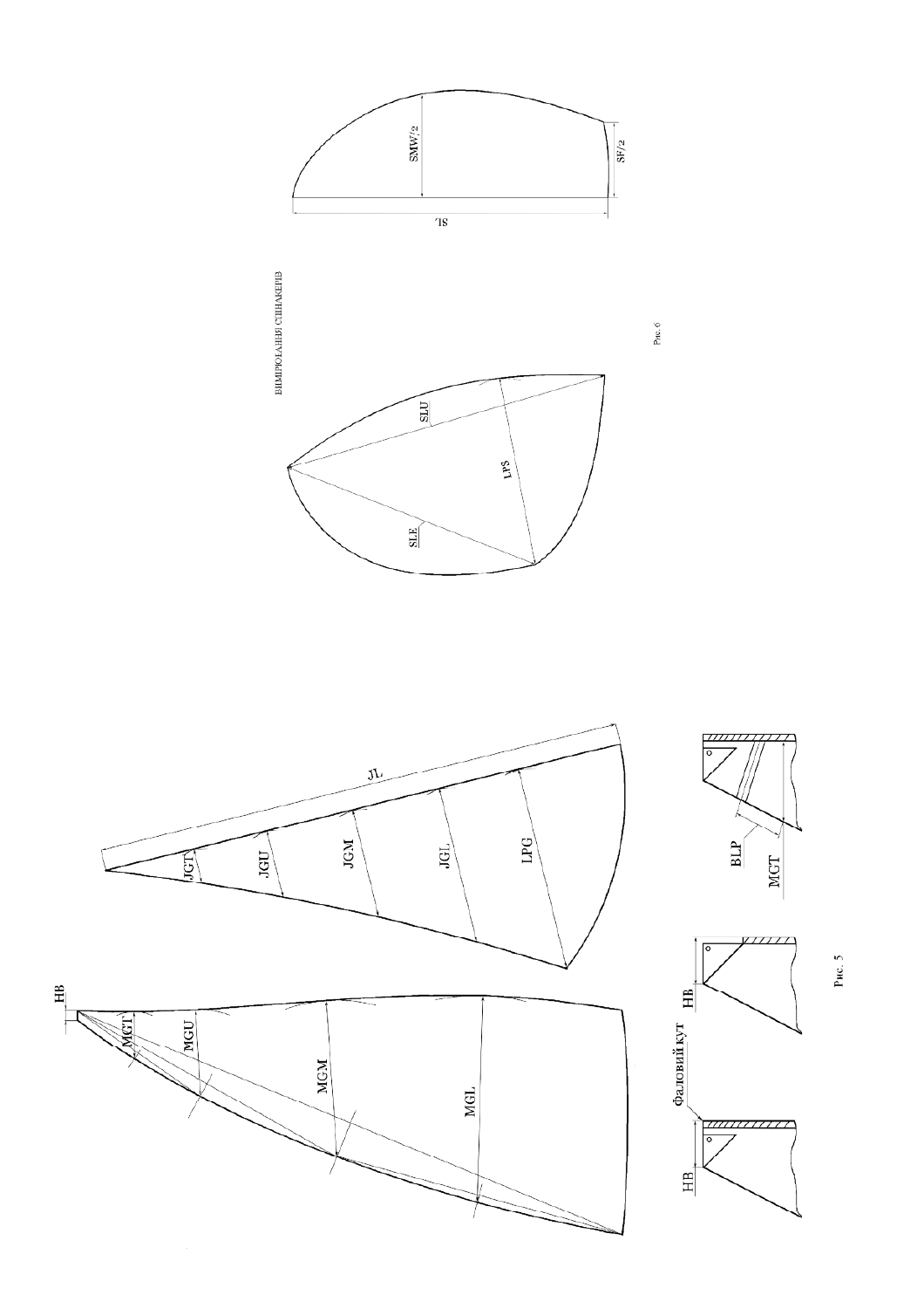HB

MGT

MGU

MGM

MGL

JL

JGT

JGU

JGM

JGL

LPG

Фаловий кут

HB

HB

BLP

MGT

Рис. 5

ВИМІРЮВАННЯ СПІНАКЕРІВ

SLU

SLE

LPS

SMW/2

SF/2

SL

Рис. 6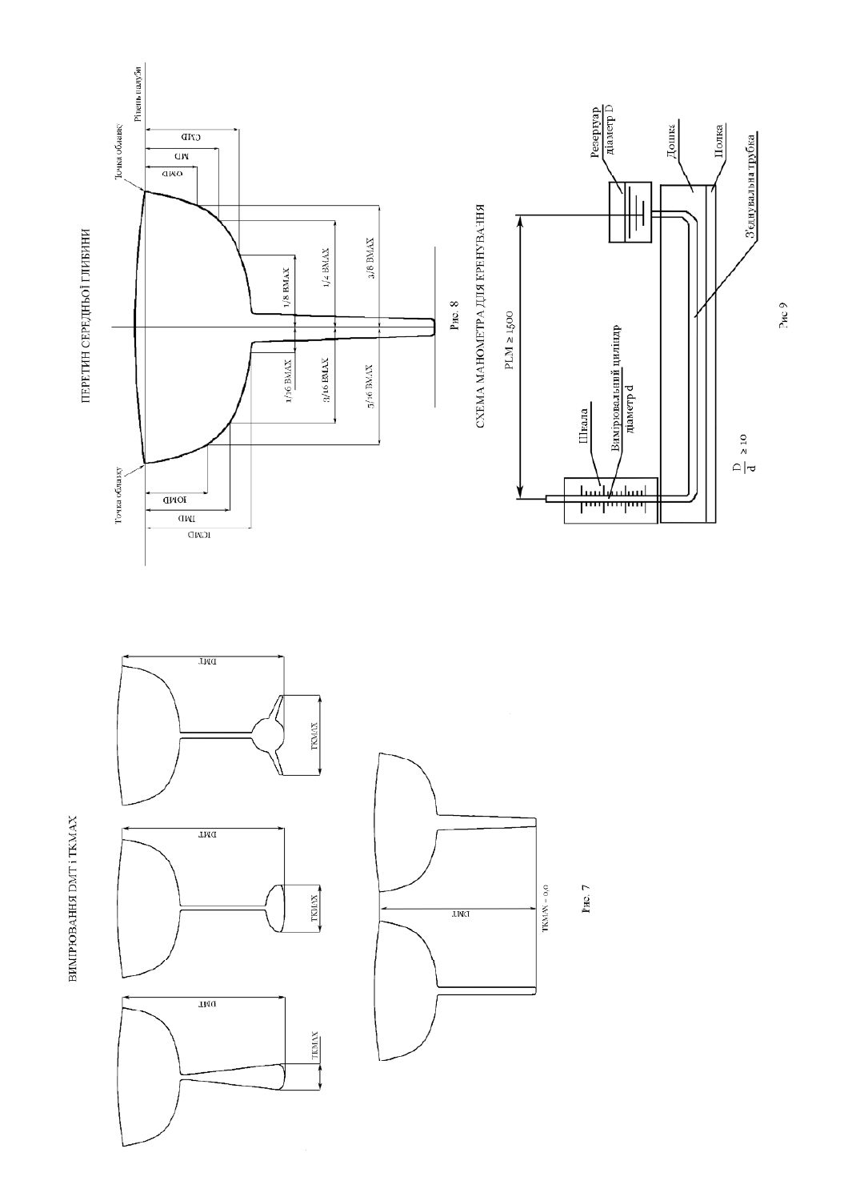ВИМІРЮВАННЯ DMT і TKMAX

DMT

TKMAX

TKMAX = 0,0

Рис. 7

ПЕРЕТИН СЕРЕДНЬОЇ ГЛИБИНИ

Точка обшивку

Точка обшивку

Рівень палуби

OMD

MD

CMD

IOMD

IMD

ICMD

1/8 BMAX

1/4 BMAX

3/8 BMAX

1/16 BMAX

3/16 BMAX

5/16 BMAX

Рис. 8

СХЕМА МАНОМЕТРА ДЛЯ КРЕНУВАННЯ

PLM ≥ 1500

Шкала

Вимірювальний циліндр діаметр d

Резервуар діаметр D

Дошка

Полка

З'єднувальна трубка

$$\frac{D}{d} \geq 10$$

Рис 9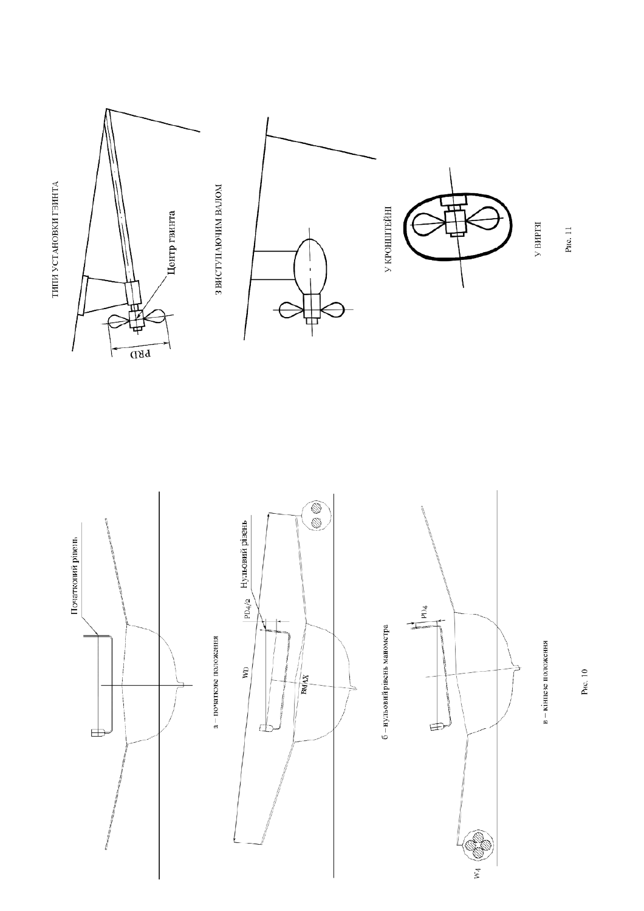Початковий рівень

а – початкове положення

WD

PD4/2

Нульовий рівень

RMAX

б – нульовий рівень манометра

PD4

W4

в – кінцеве положення

Рис. 10

ТИПИ УСТАНОВКИ ГВИНТА

Центр гвинта

PRD

З ВИСТУПАЮЧИМ ВАЛОМ

У КРОНШТЕЙНІ

У ВИРІЗІ

Рис. 11